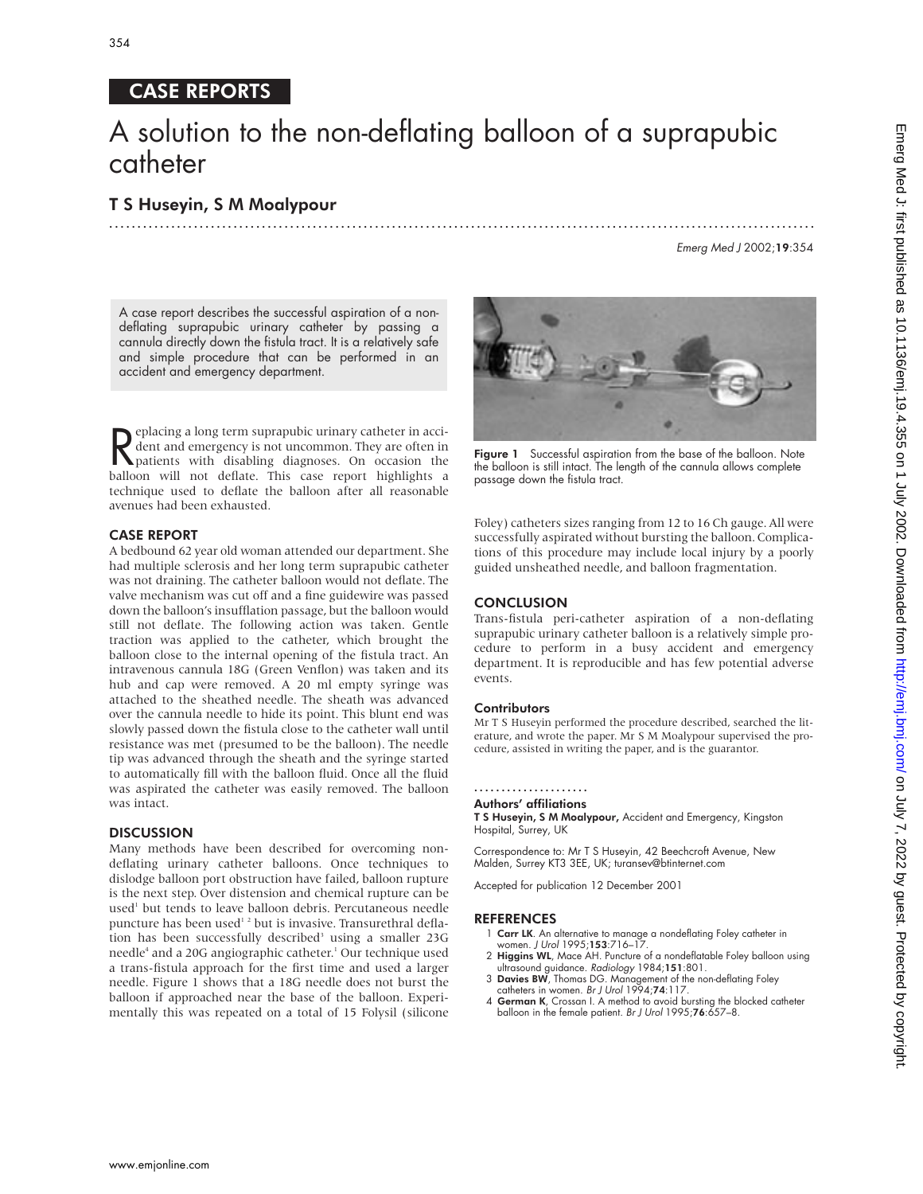CASE REPORTS

# A solution to the non-deflating balloon of a suprapubic catheter

## T S Huseyin, S M Moalypour

A case report describes the successful aspiration of a non-deflating suprapubic urinary catheter by passing a cannula directly down the fistula tract. It is a relatively safe and simple procedure that can be performed in an accident and emergency department.

Replacing a long term suprapubic urinary catheter in accident and emergency is not uncommon. They are often in patients with disabling diagnoses. On occasion the balloon will not deflate. This case report highlights a technique used to deflate the balloon after all reasonable avenues had been exhausted.

### CASE REPORT

A bedbound 62 year old woman attended our department. She had multiple sclerosis and her long term suprapubic catheter was not draining. The catheter balloon would not deflate. The valve mechanism was cut off and a fine guidewire was passed down the balloon's insufflation passage, but the balloon would still not deflate. The following action was taken. Gentle traction was applied to the catheter, which brought the balloon close to the internal opening of the fistula tract. An intravenous cannula 18G (Green Venflon) was taken and its hub and cap were removed. A 20 ml empty syringe was attached to the sheathed needle. The sheath was advanced over the cannula needle to hide its point. This blunt end was slowly passed down the fistula close to the catheter wall until resistance was met (presumed to be the balloon). The needle tip was advanced through the sheath and the syringe started to automatically fill with the balloon fluid. Once all the fluid was aspirated the catheter was easily removed. The balloon was intact.

### DISCUSSION

Many methods have been described for overcoming non-deflating urinary catheter balloons. Once techniques to dislodge balloon port obstruction have failed, balloon rupture is the next step. Over distension and chemical rupture can be used[1] but tends to leave balloon debris. Percutaneous needle puncture has been used[1,2] but is invasive. Transurethral deflation has been successfully described[3] using a smaller 23G needle[4] and a 20G angiographic catheter.[1] Our technique used a trans-fistula approach for the first time and used a larger needle. Figure 1 shows that a 18G needle does not burst the balloon if approached near the base of the balloon. Experimentally this was repeated on a total of 15 Folysil (silicone Foley) catheters sizes ranging from 12 to 16 Ch gauge. All were successfully aspirated without bursting the balloon. Complications of this procedure may include local injury by a poorly guided unsheathed needle, and balloon fragmentation.

**Figure 1** Successful aspiration from the base of the balloon. Note the balloon is still intact. The length of the cannula allows complete passage down the fistula tract.

### CONCLUSION

Trans-fistula peri-catheter aspiration of a non-deflating suprapubic urinary catheter balloon is a relatively simple procedure to perform in a busy accident and emergency department. It is reproducible and has few potential adverse events.

#### Contributors

Mr T S Huseyin performed the procedure described, searched the literature, and wrote the paper. Mr S M Moalypour supervised the procedure, assisted in writing the paper, and is the guarantor.

#### Authors' affiliations

**T S Huseyin, S M Moalypour,** Accident and Emergency, Kingston Hospital, Surrey, UK

Correspondence to: Mr T S Huseyin, 42 Beechcroft Avenue, New Malden, Surrey KT3 3EE, UK; turansev@btinternet.com

Accepted for publication 12 December 2001

### REFERENCES

1. **Carr LK**. An alternative to manage a nondeflating Foley catheter in women. *J Urol* 1995;**153**:716–17.
2. **Higgins WL**, Mace AH. Puncture of a nondeflatable Foley balloon using ultrasound guidance. *Radiology* 1984;**151**:801.
3. **Davies BW**, Thomas DG. Management of the non-deflating Foley catheters in women. *Br J Urol* 1994;**74**:117.
4. **German K**, Crossan I. A method to avoid bursting the blocked catheter balloon in the female patient. *Br J Urol* 1995;**76**:657–8.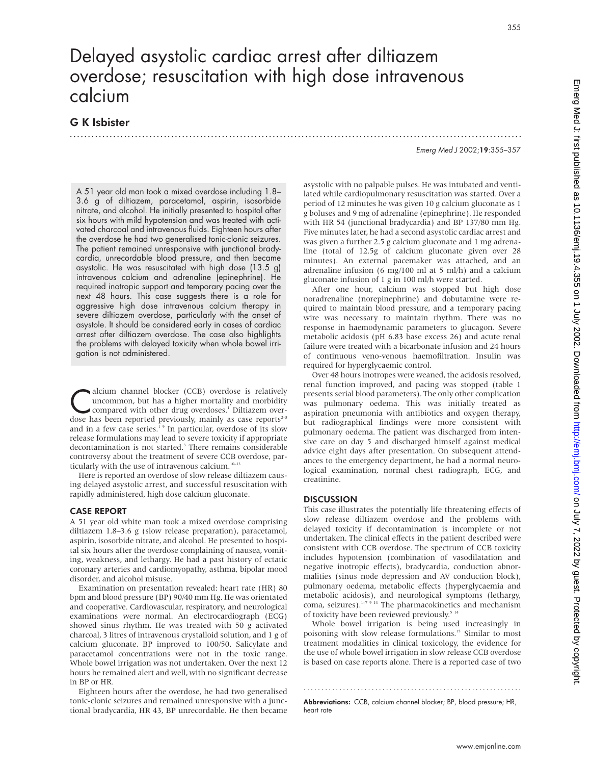# Delayed asystolic cardiac arrest after diltiazem overdose; resuscitation with high dose intravenous calcium

## G K Isbister

A 51 year old man took a mixed overdose including 1.8–3.6 g of diltiazem, paracetamol, aspirin, isosorbide nitrate, and alcohol. He initially presented to hospital after six hours with mild hypotension and was treated with activated charcoal and intravenous fluids. Eighteen hours after the overdose he had two generalised tonic-clonic seizures. The patient remained unresponsive with junctional bradycardia, unrecordable blood pressure, and then became asystolic. He was resuscitated with high dose (13.5 g) intravenous calcium and adrenaline (epinephrine). He required inotropic support and temporary pacing over the next 48 hours. This case suggests there is a role for aggressive high dose intravenous calcium therapy in severe diltiazem overdose, particularly with the onset of asystole. It should be considered early in cases of cardiac arrest after diltiazem overdose. The case also highlights the problems with delayed toxicity when whole bowel irrigation is not administered.

Calcium channel blocker (CCB) overdose is relatively uncommon, but has a higher mortality and morbidity compared with other drug overdoses.[1] Diltiazem overdose has been reported previously, mainly as case reports[2–8] and in a few case series.[1 9] In particular, overdose of its slow release formulations may lead to severe toxicity if appropriate decontamination is not started.[3] There remains considerable controversy about the treatment of severe CCB overdose, particularly with the use of intravenous calcium.[10–13]

Here is reported an overdose of slow release diltiazem causing delayed asystolic arrest, and successful resuscitation with rapidly administered, high dose calcium gluconate.

## CASE REPORT

A 51 year old white man took a mixed overdose comprising diltiazem 1.8–3.6 g (slow release preparation), paracetamol, aspirin, isosorbide nitrate, and alcohol. He presented to hospital six hours after the overdose complaining of nausea, vomiting, weakness, and lethargy. He had a past history of ectatic coronary arteries and cardiomyopathy, asthma, bipolar mood disorder, and alcohol misuse.

Examination on presentation revealed: heart rate (HR) 80 bpm and blood pressure (BP) 90/40 mm Hg. He was orientated and cooperative. Cardiovascular, respiratory, and neurological examinations were normal. An electrocardiograph (ECG) showed sinus rhythm. He was treated with 50 g activated charcoal, 3 litres of intravenous crystalloid solution, and 1 g of calcium gluconate. BP improved to 100/50. Salicylate and paracetamol concentrations were not in the toxic range. Whole bowel irrigation was not undertaken. Over the next 12 hours he remained alert and well, with no significant decrease in BP or HR.

Eighteen hours after the overdose, he had two generalised tonic-clonic seizures and remained unresponsive with a junctional bradycardia, HR 43, BP unrecordable. He then became asystolic with no palpable pulses. He was intubated and ventilated while cardiopulmonary resuscitation was started. Over a period of 12 minutes he was given 10 g calcium gluconate as 1 g boluses and 9 mg of adrenaline (epinephrine). He responded with HR 54 (junctional bradycardia) and BP 137/80 mm Hg. Five minutes later, he had a second asystolic cardiac arrest and was given a further 2.5 g calcium gluconate and 1 mg adrenaline (total of 12.5g of calcium gluconate given over 28 minutes). An external pacemaker was attached, and an adrenaline infusion (6 mg/100 ml at 5 ml/h) and a calcium gluconate infusion of 1 g in 100 ml/h were started.

After one hour, calcium was stopped but high dose noradrenaline (norepinephrine) and dobutamine were required to maintain blood pressure, and a temporary pacing wire was necessary to maintain rhythm. There was no response in haemodynamic parameters to glucagon. Severe metabolic acidosis (pH 6.83 base excess 26) and acute renal failure were treated with a bicarbonate infusion and 24 hours of continuous veno-venous haemofiltration. Insulin was required for hyperglycaemic control.

Over 48 hours inotropes were weaned, the acidosis resolved, renal function improved, and pacing was stopped (table 1 presents serial blood parameters). The only other complication was pulmonary oedema. This was initially treated as aspiration pneumonia with antibiotics and oxygen therapy, but radiographical findings were more consistent with pulmonary oedema. The patient was discharged from intensive care on day 5 and discharged himself against medical advice eight days after presentation. On subsequent attendances to the emergency department, he had a normal neurological examination, normal chest radiograph, ECG, and creatinine.

## DISCUSSION

This case illustrates the potentially life threatening effects of slow release diltiazem overdose and the problems with delayed toxicity if decontamination is incomplete or not undertaken. The clinical effects in the patient described were consistent with CCB overdose. The spectrum of CCB toxicity includes hypotension (combination of vasodilatation and negative inotropic effects), bradycardia, conduction abnormalities (sinus node depression and AV conduction block), pulmonary oedema, metabolic effects (hyperglycaemia and metabolic acidosis), and neurological symptoms (lethargy, coma, seizures).[1–7 9 14] The pharmacokinetics and mechanism of toxicity have been reviewed previously.[5 14]

Whole bowel irrigation is being used increasingly in poisoning with slow release formulations.[15] Similar to most treatment modalities in clinical toxicology, the evidence for the use of whole bowel irrigation in slow release CCB overdose is based on case reports alone. There is a reported case of two

**Abbreviations:** CCB, calcium channel blocker; BP, blood pressure; HR, heart rate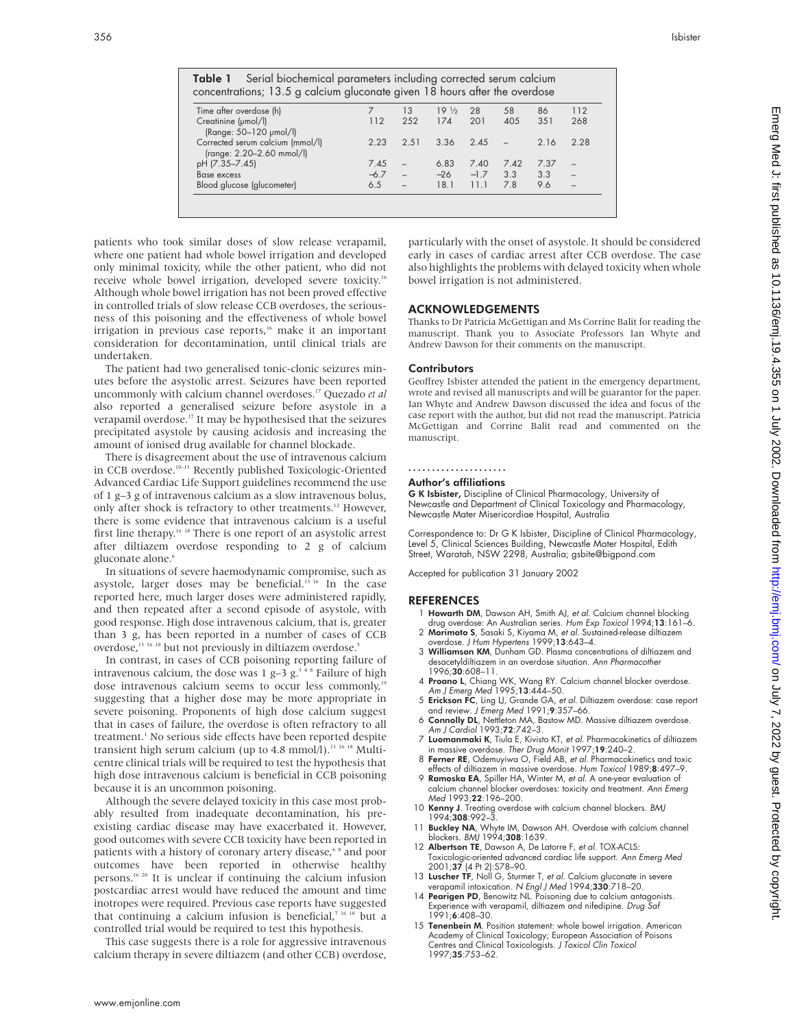**Table 1** Serial biochemical parameters including corrected serum calcium concentrations; 13.5 g calcium gluconate given 18 hours after the overdose

| Time after overdose (h) | 7 | 13 | 19 ½ | 28 | 58 | 86 | 112 |
|---|---|---|---|---|---|---|---|
| Creatinine (μmol/l) (Range: 50–120 μmol/l) | 112 | 252 | 174 | 201 | 405 | 351 | 268 |
| Corrected serum calcium (mmol/l) (range: 2.20–2.60 mmol/l) | 2.23 | 2.51 | 3.36 | 2.45 | – | 2.16 | 2.28 |
| pH (7.35–7.45) | 7.45 | – | 6.83 | 7.40 | 7.42 | 7.37 | – |
| Base excess | −6.7 | – | −26 | −1.7 | 3.3 | 3.3 | – |
| Blood glucose (glucometer) | 6.5 | – | 18.1 | 11.1 | 7.8 | 9.6 | – |

patients who took similar doses of slow release verapamil, where one patient had whole bowel irrigation and developed only minimal toxicity, while the other patient, who did not receive whole bowel irrigation, developed severe toxicity.[16] Although whole bowel irrigation has not been proved effective in controlled trials of slow release CCB overdoses, the seriousness of this poisoning and the effectiveness of whole bowel irrigation in previous case reports,[16] make it an important consideration for decontamination, until clinical trials are undertaken.

The patient had two generalised tonic-clonic seizures minutes before the asystolic arrest. Seizures have been reported uncommonly with calcium channel overdoses.[17] Quezado *et al* also reported a generalised seizure before asystole in a verapamil overdose.[17] It may be hypothesised that the seizures precipitated asystole by causing acidosis and increasing the amount of ionised drug available for channel blockade.

There is disagreement about the use of intravenous calcium in CCB overdose.[10–13] Recently published Toxicologic-Oriented Advanced Cardiac Life Support guidelines recommend the use of 1 g–3 g of intravenous calcium as a slow intravenous bolus, only after shock is refractory to other treatments.[12] However, there is some evidence that intravenous calcium is a useful first line therapy.[16 18] There is one report of an asystolic arrest after diltiazem overdose responding to 2 g of calcium gluconate alone.[6]

In situations of severe haemodynamic compromise, such as asystole, larger doses may be beneficial.[13 16] In the case reported here, much larger doses were administered rapidly, and then repeated after a second episode of asystole, with good response. High dose intravenous calcium, that is, greater than 3 g, has been reported in a number of cases of CCB overdose,[13 16 18] but not previously in diltiazem overdose.[5]

In contrast, in cases of CCB poisoning reporting failure of intravenous calcium, the dose was 1 g–3 g.[1 4 8] Failure of high dose intravenous calcium seems to occur less commonly,[19] suggesting that a higher dose may be more appropriate in severe poisoning. Proponents of high dose calcium suggest that in cases of failure, the overdose is often refractory to all treatment.[1] No serious side effects have been reported despite transient high serum calcium (up to 4.8 mmol/l).[13 16 18] Multicentre clinical trials will be required to test the hypothesis that high dose intravenous calcium is beneficial in CCB poisoning because it is an uncommon poisoning.

Although the severe delayed toxicity in this case most probably resulted from inadequate decontamination, his pre-existing cardiac disease may have exacerbated it. However, good outcomes with severe CCB toxicity have been reported in patients with a history of coronary artery disease,[6 8] and poor outcomes have been reported in otherwise healthy persons.[16 20] It is unclear if continuing the calcium infusion postcardiac arrest would have reduced the amount and time inotropes were required. Previous case reports have suggested that continuing a calcium infusion is beneficial,[7 16 18] but a controlled trial would be required to test this hypothesis.

This case suggests there is a role for aggressive intravenous calcium therapy in severe diltiazem (and other CCB) overdose, particularly with the onset of asystole. It should be considered early in cases of cardiac arrest after CCB overdose. The case also highlights the problems with delayed toxicity when whole bowel irrigation is not administered.

## ACKNOWLEDGEMENTS

Thanks to Dr Patricia McGettigan and Ms Corrine Balit for reading the manuscript. Thank you to Associate Professors Ian Whyte and Andrew Dawson for their comments on the manuscript.

### Contributors

Geoffrey Isbister attended the patient in the emergency department, wrote and revised all manuscripts and will be guarantor for the paper. Ian Whyte and Andrew Dawson discussed the idea and focus of the case report with the author, but did not read the manuscript. Patricia McGettigan and Corrine Balit read and commented on the manuscript.

### Author's affiliations

**G K Isbister,** Discipline of Clinical Pharmacology, University of Newcastle and Department of Clinical Toxicology and Pharmacology, Newcastle Mater Misericordiae Hospital, Australia

Correspondence to: Dr G K Isbister, Discipline of Clinical Pharmacology, Level 5, Clinical Sciences Building, Newcastle Mater Hospital, Edith Street, Waratah, NSW 2298, Australia; gsbite@bigpond.com

Accepted for publication 31 January 2002

## REFERENCES

1. **Howarth DM**, Dawson AH, Smith AJ, *et al.* Calcium channel blocking drug overdose: An Australian series. *Hum Exp Toxicol* 1994;**13**:161–6.
2. **Morimoto S**, Sasaki S, Kiyama M, *et al.* Sustained-release diltiazem overdose. *J Hum Hypertens* 1999;**13**:643–4.
3. **Williamson KM**, Dunham GD. Plasma concentrations of diltiazem and desacetyldiltiazem in an overdose situation. *Ann Pharmacother* 1996;**30**:608–11.
4. **Proano L**, Chiang WK, Wang RY. Calcium channel blocker overdose. *Am J Emerg Med* 1995;**13**:444–50.
5. **Erickson FC**, Ling LJ, Grande GA, *et al.* Diltiazem overdose: case report and review. *J Emerg Med* 1991;**9**:357–66.
6. **Connolly DL**, Nettleton MA, Bastow MD. Massive diltiazem overdose. *Am J Cardiol* 1993;**72**:742–3.
7. **Luomanmaki K**, Tiula E, Kivisto KT, *et al.* Pharmacokinetics of diltiazem in massive overdose. *Ther Drug Monit* 1997;**19**:240–2.
8. **Ferner RE**, Odemuyiwa O, Field AB, *et al.* Pharmacokinetics and toxic effects of diltiazem in massive overdose. *Hum Toxicol* 1989;**8**:497–9.
9. **Ramoska EA**, Spiller HA, Winter M, *et al.* A one-year evaluation of calcium channel blocker overdoses: toxicity and treatment. *Ann Emerg Med* 1993;**22**:196–200.
10. **Kenny J**. Treating overdose with calcium channel blockers. *BMJ* 1994;**308**:992–3.
11. **Buckley NA**, Whyte IM, Dawson AH. Overdose with calcium channel blockers. *BMJ* 1994;**308**:1639.
12. **Albertson TE**, Dawson A, De Latorre F, *et al.* TOX-ACLS: Toxicologic-oriented advanced cardiac life support. *Ann Emerg Med* 2001;**37** (4 Pt 2):S78–90.
13. **Luscher TF**, Noll G, Sturmer T, *et al.* Calcium gluconate in severe verapamil intoxication. *N Engl J Med* 1994;**330**:718–20.
14. **Pearigen PD**, Benowitz NL. Poisoning due to calcium antagonists. Experience with verapamil, diltiazem and nifedipine. *Drug Saf* 1991;**6**:408–30.
15. **Tenenbein M**. Position statement: whole bowel irrigation. American Academy of Clinical Toxicology; European Association of Poisons Centres and Clinical Toxicologists. *J Toxicol Clin Toxicol* 1997;**35**:753–62.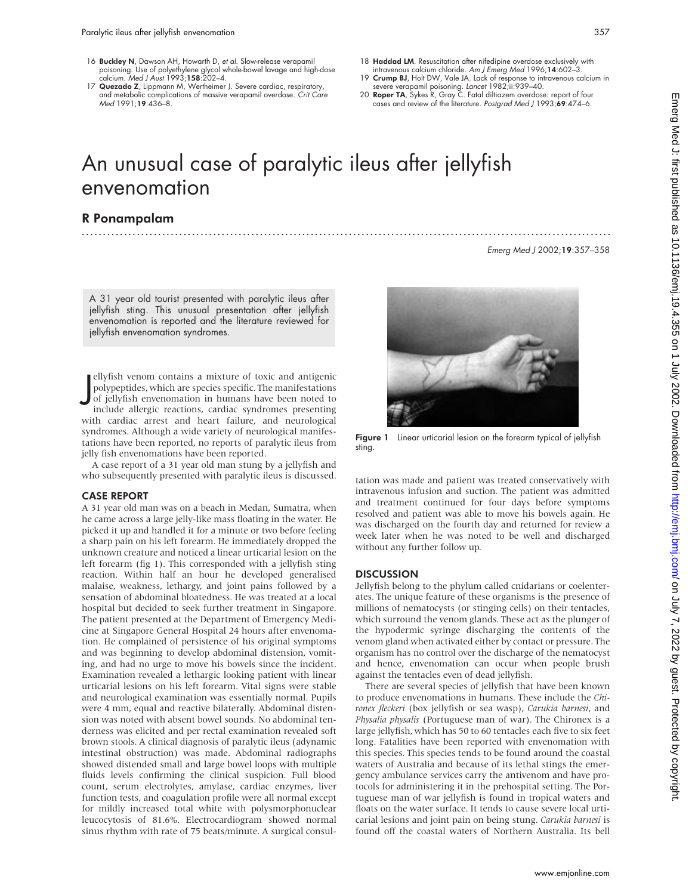16 **Buckley N**, Dawson AH, Howarth D, *et al*. Slow-release verapamil poisoning. Use of polyethylene glycol whole-bowel lavage and high-dose calcium. *Med J Aust* 1993;**158**:202–4.

17 **Quezado Z**, Lippmann M, Wertheimer J. Severe cardiac, respiratory, and metabolic complications of massive verapamil overdose. *Crit Care Med* 1991;**19**:436–8.

18 **Haddad LM**. Resuscitation after nifedipine overdose exclusively with intravenous calcium chloride. *Am J Emerg Med* 1996;**14**:602–3.

19 **Crump BJ**, Holt DW, Vale JA. Lack of response to intravenous calcium in severe verapamil poisoning. *Lancet* 1982;ii:939–40.

20 **Roper TA**, Sykes R, Gray C. Fatal diltiazem overdose: report of four cases and review of the literature. *Postgrad Med J* 1993;**69**:474–6.

# An unusual case of paralytic ileus after jellyfish envenomation

## R Ponampalam

*Emerg Med J* 2002;**19**:357–358

A 31 year old tourist presented with paralytic ileus after jellyfish sting. This unusual presentation after jellyfish envenomation is reported and the literature reviewed for jellyfish envenomation syndromes.

Jellyfish venom contains a mixture of toxic and antigenic polypeptides, which are species specific. The manifestations of jellyfish envenomation in humans have been noted to include allergic reactions, cardiac syndromes presenting with cardiac arrest and heart failure, and neurological syndromes. Although a wide variety of neurological manifestations have been reported, no reports of paralytic ileus from jelly fish envenomations have been reported.

A case report of a 31 year old man stung by a jellyfish and who subsequently presented with paralytic ileus is discussed.

### CASE REPORT

A 31 year old man was on a beach in Medan, Sumatra, when he came across a large jelly-like mass floating in the water. He picked it up and handled it for a minute or two before feeling a sharp pain on his left forearm. He immediately dropped the unknown creature and noticed a linear urticarial lesion on the left forearm (fig 1). This corresponded with a jellyfish sting reaction. Within half an hour he developed generalised malaise, weakness, lethargy, and joint pains followed by a sensation of abdominal bloatedness. He was treated at a local hospital but decided to seek further treatment in Singapore. The patient presented at the Department of Emergency Medicine at Singapore General Hospital 24 hours after envenomation. He complained of persistence of his original symptoms and was beginning to develop abdominal distension, vomiting, and had no urge to move his bowels since the incident. Examination revealed a lethargic looking patient with linear urticarial lesions on his left forearm. Vital signs were stable and neurological examination was essentially normal. Pupils were 4 mm, equal and reactive bilaterally. Abdominal distension was noted with absent bowel sounds. No abdominal tenderness was elicited and per rectal examination revealed soft brown stools. A clinical diagnosis of paralytic ileus (adynamic intestinal obstruction) was made. Abdominal radiographs showed distended small and large bowel loops with multiple fluids levels confirming the clinical suspicion. Full blood count, serum electrolytes, amylase, cardiac enzymes, liver function tests, and coagulation profile were all normal except for mildly increased total white with polysmorphonuclear leucocytosis of 81.6%. Electrocardiogram showed normal sinus rhythm with rate of 75 beats/minute. A surgical consultation was made and patient was treated conservatively with intravenous infusion and suction. The patient was admitted and treatment continued for four days before symptoms resolved and patient was able to move his bowels again. He was discharged on the fourth day and returned for review a week later when he was noted to be well and discharged without any further follow up.

**Figure 1** Linear urticarial lesion on the forearm typical of jellyfish sting.

### DISCUSSION

Jellyfish belong to the phylum called cnidarians or coelenterates. The unique feature of these organisms is the presence of millions of nematocysts (or stinging cells) on their tentacles, which surround the venom glands. These act as the plunger of the hypodermic syringe discharging the contents of the venom gland when activated either by contact or pressure. The organism has no control over the discharge of the nematocyst and hence, envenomation can occur when people brush against the tentacles even of dead jellyfish.

There are several species of jellyfish that have been known to produce envenomations in humans. These include the *Chironex fleckeri* (box jellyfish or sea wasp), *Carukia barnesi*, and *Physalia physalis* (Portuguese man of war). The Chironex is a large jellyfish, which has 50 to 60 tentacles each five to six feet long. Fatalities have been reported with envenomation with this species. This species tends to be found around the coastal waters of Australia and because of its lethal stings the emergency ambulance services carry the antivenom and have protocols for administering it in the prehospital setting. The Portuguese man of war jellyfish is found in tropical waters and floats on the water surface. It tends to cause severe local urticarial lesions and joint pain on being stung. *Carukia barnesi* is found off the coastal waters of Northern Australia. Its bell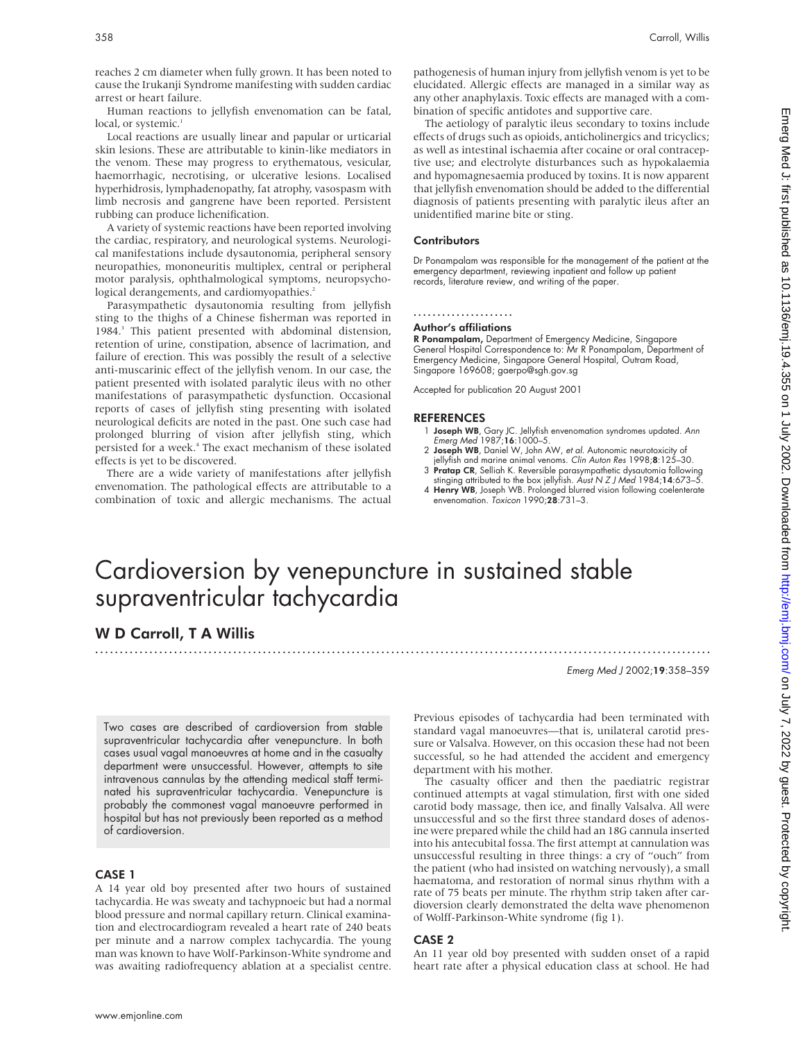reaches 2 cm diameter when fully grown. It has been noted to cause the Irukanji Syndrome manifesting with sudden cardiac arrest or heart failure.

Human reactions to jellyfish envenomation can be fatal, local, or systemic.[1]

Local reactions are usually linear and papular or urticarial skin lesions. These are attributable to kinin-like mediators in the venom. These may progress to erythematous, vesicular, haemorrhagic, necrotising, or ulcerative lesions. Localised hyperhidrosis, lymphadenopathy, fat atrophy, vasospasm with limb necrosis and gangrene have been reported. Persistent rubbing can produce lichenification.

A variety of systemic reactions have been reported involving the cardiac, respiratory, and neurological systems. Neurological manifestations include dysautonomia, peripheral sensory neuropathies, mononeuritis multiplex, central or peripheral motor paralysis, ophthalmological symptoms, neuropsychological derangements, and cardiomyopathies.[2]

Parasympathetic dysautonomia resulting from jellyfish sting to the thighs of a Chinese fisherman was reported in 1984.[3] This patient presented with abdominal distension, retention of urine, constipation, absence of lacrimation, and failure of erection. This was possibly the result of a selective anti-muscarinic effect of the jellyfish venom. In our case, the patient presented with isolated paralytic ileus with no other manifestations of parasympathetic dysfunction. Occasional reports of cases of jellyfish sting presenting with isolated neurological deficits are noted in the past. One such case had prolonged blurring of vision after jellyfish sting, which persisted for a week.[4] The exact mechanism of these isolated effects is yet to be discovered.

There are a wide variety of manifestations after jellyfish envenomation. The pathological effects are attributable to a combination of toxic and allergic mechanisms. The actual pathogenesis of human injury from jellyfish venom is yet to be elucidated. Allergic effects are managed in a similar way as any other anaphylaxis. Toxic effects are managed with a combination of specific antidotes and supportive care.

The aetiology of paralytic ileus secondary to toxins include effects of drugs such as opioids, anticholinergics and tricyclics; as well as intestinal ischaemia after cocaine or oral contraceptive use; and electrolyte disturbances such as hypokalaemia and hypomagnesaemia produced by toxins. It is now apparent that jellyfish envenomation should be added to the differential diagnosis of patients presenting with paralytic ileus after an unidentified marine bite or sting.

### Contributors

Dr Ponampalam was responsible for the management of the patient at the emergency department, reviewing inpatient and follow up patient records, literature review, and writing of the paper.

### Author's affiliations

**R Ponampalam,** Department of Emergency Medicine, Singapore General Hospital Correspondence to: Mr R Ponampalam, Department of Emergency Medicine, Singapore General Hospital, Outram Road, Singapore 169608; gaerpo@sgh.gov.sg

Accepted for publication 20 August 2001

### REFERENCES

1. **Joseph WB**, Gary JC. Jellyfish envenomation syndromes updated. *Ann Emerg Med* 1987;**16**:1000–5.
2. **Joseph WB**, Daniel W, John AW, *et al*. Autonomic neurotoxicity of jellyfish and marine animal venoms. *Clin Auton Res* 1998;**8**:125–30.
3. **Pratap CR**, Selliah K. Reversible parasympathetic dysautomia following stinging attributed to the box jellyfish. *Aust N Z J Med* 1984;**14**:673–5.
4. **Henry WB**, Joseph WB. Prolonged blurred vision following coelenterate envenomation. *Toxicon* 1990;**28**:731–3.

# Cardioversion by venepuncture in sustained stable supraventricular tachycardia

## W D Carroll, T A Willis

*Emerg Med J* 2002;**19**:358–359

Two cases are described of cardioversion from stable supraventricular tachycardia after venepuncture. In both cases usual vagal manoeuvres at home and in the casualty department were unsuccessful. However, attempts to site intravenous cannulas by the attending medical staff terminated his supraventricular tachycardia. Venepuncture is probably the commonest vagal manoeuvre performed in hospital but has not previously been reported as a method of cardioversion.

### CASE 1

A 14 year old boy presented after two hours of sustained tachycardia. He was sweaty and tachypnoeic but had a normal blood pressure and normal capillary return. Clinical examination and electrocardiogram revealed a heart rate of 240 beats per minute and a narrow complex tachycardia. The young man was known to have Wolf-Parkinson-White syndrome and was awaiting radiofrequency ablation at a specialist centre. Previous episodes of tachycardia had been terminated with standard vagal manoeuvres—that is, unilateral carotid pressure or Valsalva. However, on this occasion these had not been successful, so he had attended the accident and emergency department with his mother.

The casualty officer and then the paediatric registrar continued attempts at vagal stimulation, first with one sided carotid body massage, then ice, and finally Valsalva. All were unsuccessful and so the first three standard doses of adenosine were prepared while the child had an 18G cannula inserted into his antecubital fossa. The first attempt at cannulation was unsuccessful resulting in three things: a cry of "ouch" from the patient (who had insisted on watching nervously), a small haematoma, and restoration of normal sinus rhythm with a rate of 75 beats per minute. The rhythm strip taken after cardioversion clearly demonstrated the delta wave phenomenon of Wolff-Parkinson-White syndrome (fig 1).

### CASE 2

An 11 year old boy presented with sudden onset of a rapid heart rate after a physical education class at school. He had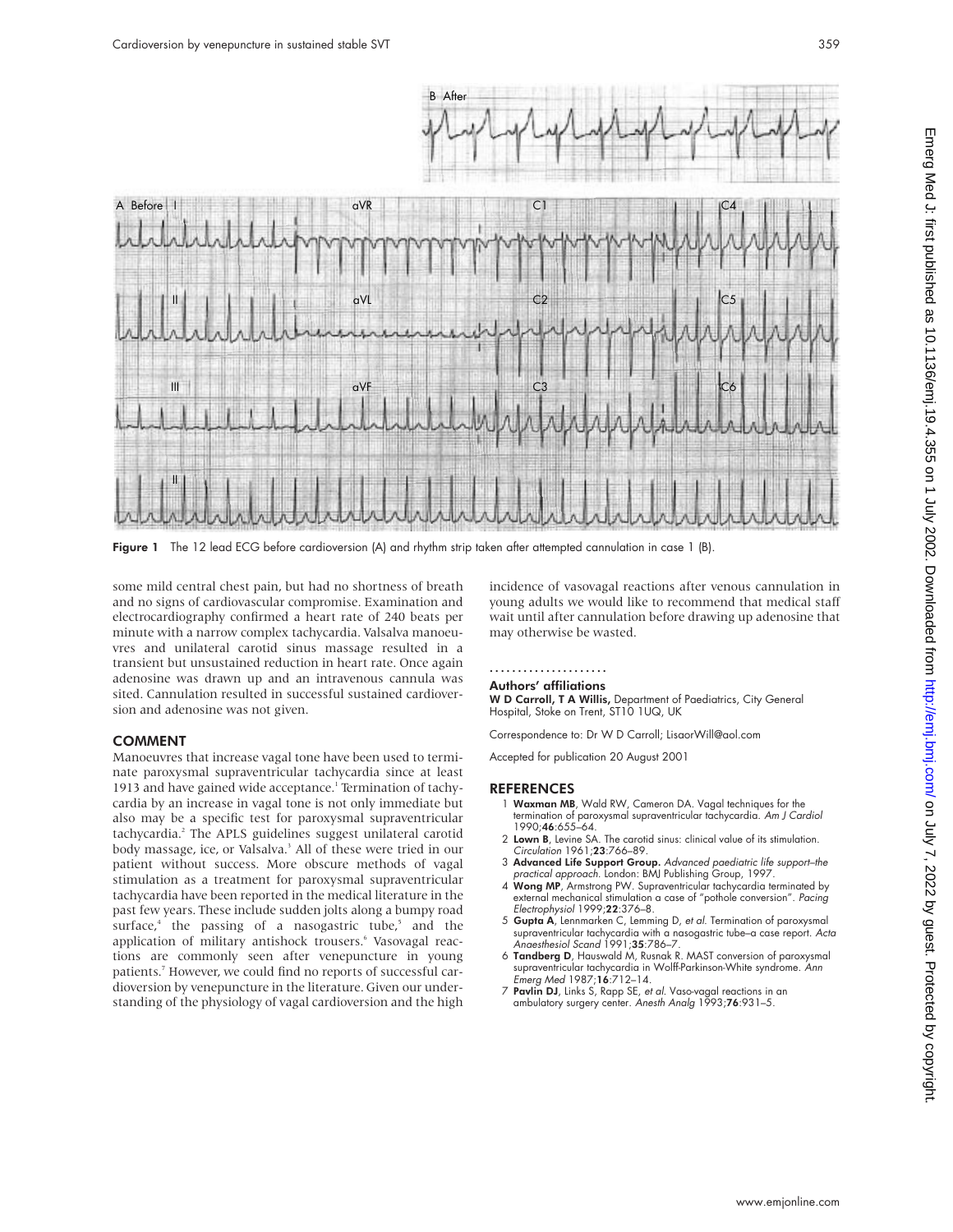Figure 1 The 12 lead ECG before cardioversion (A) and rhythm strip taken after attempted cannulation in case 1 (B).

some mild central chest pain, but had no shortness of breath and no signs of cardiovascular compromise. Examination and electrocardiography confirmed a heart rate of 240 beats per minute with a narrow complex tachycardia. Valsalva manoeuvres and unilateral carotid sinus massage resulted in a transient but unsustained reduction in heart rate. Once again adenosine was drawn up and an intravenous cannula was sited. Cannulation resulted in successful sustained cardioversion and adenosine was not given.

## COMMENT

Manoeuvres that increase vagal tone have been used to terminate paroxysmal supraventricular tachycardia since at least 1913 and have gained wide acceptance.[1] Termination of tachycardia by an increase in vagal tone is not only immediate but also may be a specific test for paroxysmal supraventricular tachycardia.[2] The APLS guidelines suggest unilateral carotid body massage, ice, or Valsalva.[3] All of these were tried in our patient without success. More obscure methods of vagal stimulation as a treatment for paroxysmal supraventricular tachycardia have been reported in the medical literature in the past few years. These include sudden jolts along a bumpy road surface,[4] the passing of a nasogastric tube,[5] and the application of military antishock trousers.[6] Vasovagal reactions are commonly seen after venepuncture in young patients.[7] However, we could find no reports of successful cardioversion by venepuncture in the literature. Given our understanding of the physiology of vagal cardioversion and the high incidence of vasovagal reactions after venous cannulation in young adults we would like to recommend that medical staff wait until after cannulation before drawing up adenosine that may otherwise be wasted.

### Authors' affiliations

**W D Carroll, T A Willis,** Department of Paediatrics, City General Hospital, Stoke on Trent, ST10 1UQ, UK

Correspondence to: Dr W D Carroll; LisaorWill@aol.com

Accepted for publication 20 August 2001

## REFERENCES

1. **Waxman MB**, Wald RW, Cameron DA. Vagal techniques for the termination of paroxysmal supraventricular tachycardia. *Am J Cardiol* 1990;**46**:655–64.
2. **Lown B**, Levine SA. The carotid sinus: clinical value of its stimulation. *Circulation* 1961;**23**:766–89.
3. **Advanced Life Support Group.** *Advanced paediatric life support–the practical approach*. London: BMJ Publishing Group, 1997.
4. **Wong MP**, Armstrong PW. Supraventricular tachycardia terminated by external mechanical stimulation a case of "pothole conversion". *Pacing Electrophysiol* 1999;**22**:376–8.
5. **Gupta A**, Lennmarken C, Lemming D, *et al*. Termination of paroxysmal supraventricular tachycardia with a nasogastric tube–a case report. *Acta Anaesthesiol Scand* 1991;**35**:786–7.
6. **Tandberg D**, Hauswald M, Rusnak R. MAST conversion of paroxysmal supraventricular tachycardia in Wolff-Parkinson-White syndrome. *Ann Emerg Med* 1987;**16**:712–14.
7. **Pavlin DJ**, Links S, Rapp SE, *et al*. Vaso-vagal reactions in an ambulatory surgery center. *Anesth Analg* 1993;**76**:931–5.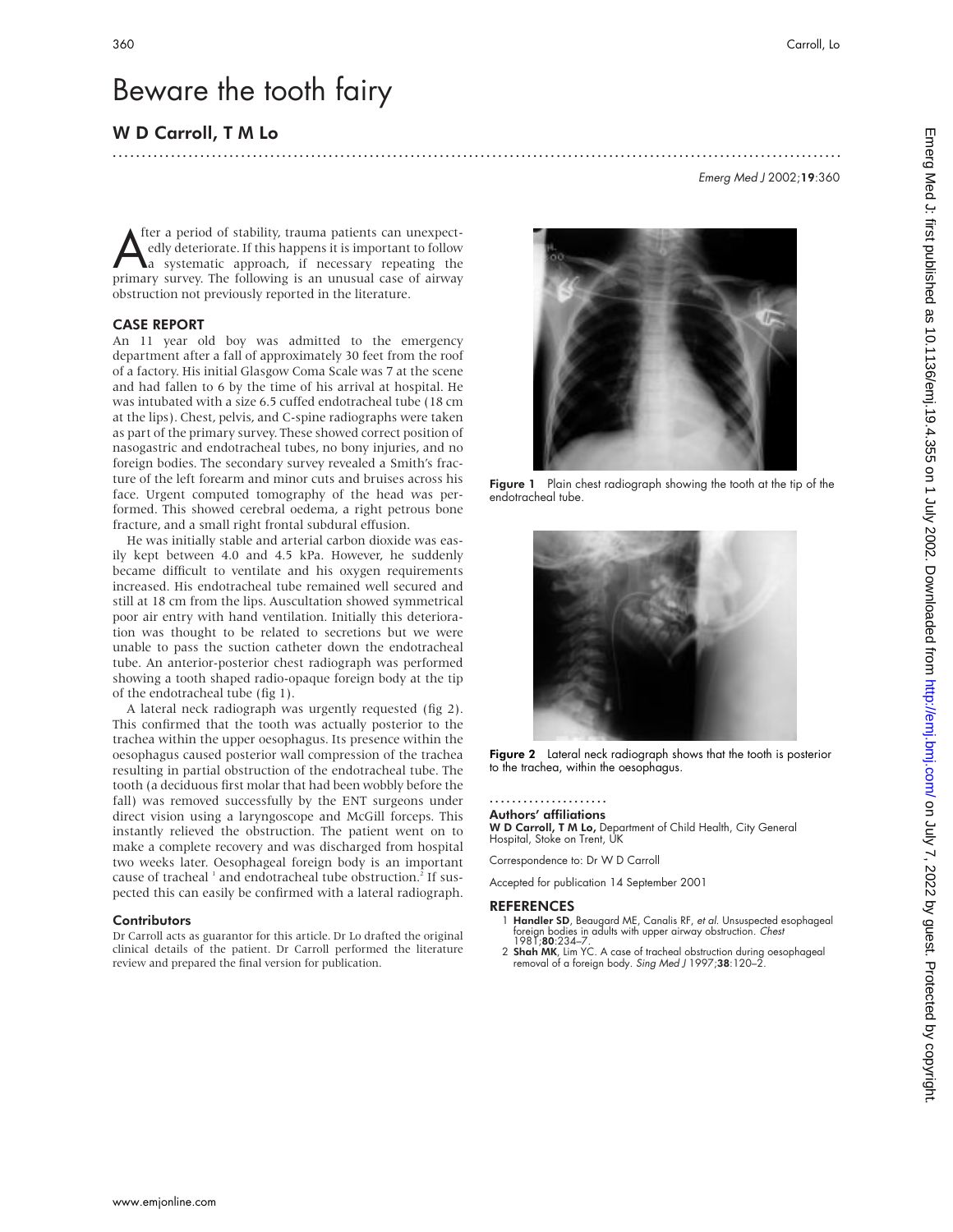# Beware the tooth fairy

## W D Carroll, T M Lo

*Emerg Med J* 2002;**19**:360

After a period of stability, trauma patients can unexpectedly deteriorate. If this happens it is important to follow a systematic approach, if necessary repeating the primary survey. The following is an unusual case of airway obstruction not previously reported in the literature.

### CASE REPORT

An 11 year old boy was admitted to the emergency department after a fall of approximately 30 feet from the roof of a factory. His initial Glasgow Coma Scale was 7 at the scene and had fallen to 6 by the time of his arrival at hospital. He was intubated with a size 6.5 cuffed endotracheal tube (18 cm at the lips). Chest, pelvis, and C-spine radiographs were taken as part of the primary survey. These showed correct position of nasogastric and endotracheal tubes, no bony injuries, and no foreign bodies. The secondary survey revealed a Smith's fracture of the left forearm and minor cuts and bruises across his face. Urgent computed tomography of the head was performed. This showed cerebral oedema, a right petrous bone fracture, and a small right frontal subdural effusion.

He was initially stable and arterial carbon dioxide was easily kept between 4.0 and 4.5 kPa. However, he suddenly became difficult to ventilate and his oxygen requirements increased. His endotracheal tube remained well secured and still at 18 cm from the lips. Auscultation showed symmetrical poor air entry with hand ventilation. Initially this deterioration was thought to be related to secretions but we were unable to pass the suction catheter down the endotracheal tube. An anterior-posterior chest radiograph was performed showing a tooth shaped radio-opaque foreign body at the tip of the endotracheal tube (fig 1).

A lateral neck radiograph was urgently requested (fig 2). This confirmed that the tooth was actually posterior to the trachea within the upper oesophagus. Its presence within the oesophagus caused posterior wall compression of the trachea resulting in partial obstruction of the endotracheal tube. The tooth (a deciduous first molar that had been wobbly before the fall) was removed successfully by the ENT surgeons under direct vision using a laryngoscope and McGill forceps. This instantly relieved the obstruction. The patient went on to make a complete recovery and was discharged from hospital two weeks later. Oesophageal foreign body is an important cause of tracheal [1] and endotracheal tube obstruction.[2] If suspected this can easily be confirmed with a lateral radiograph.

#### Contributors

Dr Carroll acts as guarantor for this article. Dr Lo drafted the original clinical details of the patient. Dr Carroll performed the literature review and prepared the final version for publication.

**Figure 1** Plain chest radiograph showing the tooth at the tip of the endotracheal tube.

**Figure 2** Lateral neck radiograph shows that the tooth is posterior to the trachea, within the oesophagus.

#### Authors' affiliations

**W D Carroll, T M Lo,** Department of Child Health, City General Hospital, Stoke on Trent, UK

Correspondence to: Dr W D Carroll

Accepted for publication 14 September 2001

### REFERENCES

1. **Handler SD**, Beaugard ME, Canalis RF, *et al*. Unsuspected esophageal foreign bodies in adults with upper airway obstruction. *Chest* 1981;**80**:234–7.
2. **Shah MK**, Lim YC. A case of tracheal obstruction during oesophageal removal of a foreign body. *Sing Med J* 1997;**38**:120–2.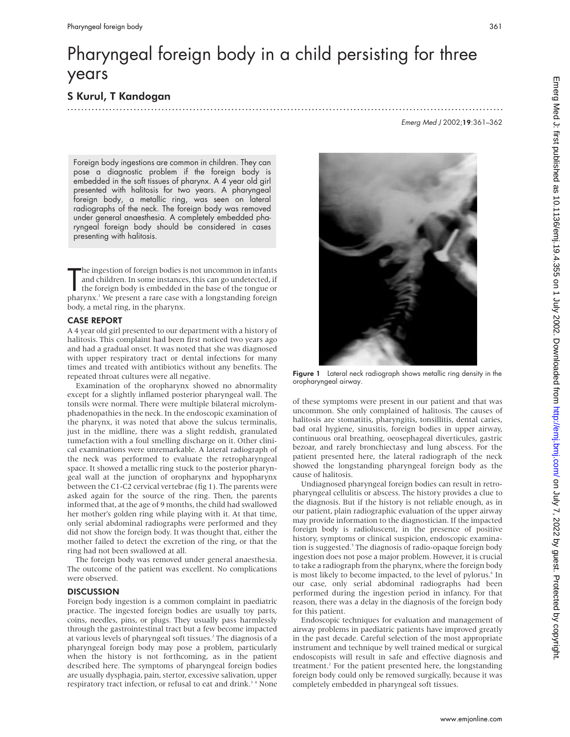# Pharyngeal foreign body in a child persisting for three years

## S Kurul, T Kandogan

Foreign body ingestions are common in children. They can pose a diagnostic problem if the foreign body is embedded in the soft tissues of pharynx. A 4 year old girl presented with halitosis for two years. A pharyngeal foreign body, a metallic ring, was seen on lateral radiographs of the neck. The foreign body was removed under general anaesthesia. A completely embedded pharyngeal foreign body should be considered in cases presenting with halitosis.

The ingestion of foreign bodies is not uncommon in infants and children. In some instances, this can go undetected, if the foreign body is embedded in the base of the tongue or pharynx.[1] We present a rare case with a longstanding foreign body, a metal ring, in the pharynx.

## CASE REPORT

A 4 year old girl presented to our department with a history of halitosis. This complaint had been first noticed two years ago and had a gradual onset. It was noted that she was diagnosed with upper respiratory tract or dental infections for many times and treated with antibiotics without any benefits. The repeated throat cultures were all negative.

Examination of the oropharynx showed no abnormality except for a slightly inflamed posterior pharyngeal wall. The tonsils were normal. There were multiple bilateral microlymphadenopathies in the neck. In the endoscopic examination of the pharynx, it was noted that above the sulcus terminalis, just in the midline, there was a slight reddish, granulated tumefaction with a foul smelling discharge on it. Other clinical examinations were unremarkable. A lateral radiograph of the neck was performed to evaluate the retropharyngeal space. It showed a metallic ring stuck to the posterior pharyngeal wall at the junction of oropharynx and hypopharynx between the C1-C2 cervical vertebrae (fig 1). The parents were asked again for the source of the ring. Then, the parents informed that, at the age of 9 months, the child had swallowed her mother's golden ring while playing with it. At that time, only serial abdominal radiographs were performed and they did not show the foreign body. It was thought that, either the mother failed to detect the excretion of the ring, or that the ring had not been swallowed at all.

The foreign body was removed under general anaesthesia. The outcome of the patient was excellent. No complications were observed.

Figure 1 Lateral neck radiograph shows metallic ring density in the oropharyngeal airway.

## DISCUSSION

Foreign body ingestion is a common complaint in paediatric practice. The ingested foreign bodies are usually toy parts, coins, needles, pins, or plugs. They usually pass harmlessly through the gastrointestinal tract but a few become impacted at various levels of pharyngeal soft tissues.[2] The diagnosis of a pharyngeal foreign body may pose a problem, particularly when the history is not forthcoming, as in the patient described here. The symptoms of pharyngeal foreign bodies are usually dysphagia, pain, stertor, excessive salivation, upper respiratory tract infection, or refusal to eat and drink.[3 4] None of these symptoms were present in our patient and that was uncommon. She only complained of halitosis. The causes of halitosis are stomatitis, pharyngitis, tonsillitis, dental caries, bad oral hygiene, sinusitis, foreign bodies in upper airway, continuous oral breathing, oeosephageal diverticules, gastric bezoar, and rarely bronchiectasy and lung abscess. For the patient presented here, the lateral radiograph of the neck showed the longstanding pharyngeal foreign body as the cause of halitosis.

Undiagnosed pharyngeal foreign bodies can result in retropharyngeal cellulitis or abscess. The history provides a clue to the diagnosis. But if the history is not reliable enough, as in our patient, plain radiographic evaluation of the upper airway may provide information to the diagnostician. If the impacted foreign body is radioluscent, in the presence of positive history, symptoms or clinical suspicion, endoscopic examination is suggested.[5] The diagnosis of radio-opaque foreign body ingestion does not pose a major problem. However, it is crucial to take a radiograph from the pharynx, where the foreign body is most likely to become impacted, to the level of pylorus.[6] In our case, only serial abdominal radiographs had been performed during the ingestion period in infancy. For that reason, there was a delay in the diagnosis of the foreign body for this patient.

Endoscopic techniques for evaluation and management of airway problems in paediatric patients have improved greatly in the past decade. Careful selection of the most appropriate instrument and technique by well trained medical or surgical endoscopists will result in safe and effective diagnosis and treatment.[2] For the patient presented here, the longstanding foreign body could only be removed surgically, because it was completely embedded in pharyngeal soft tissues.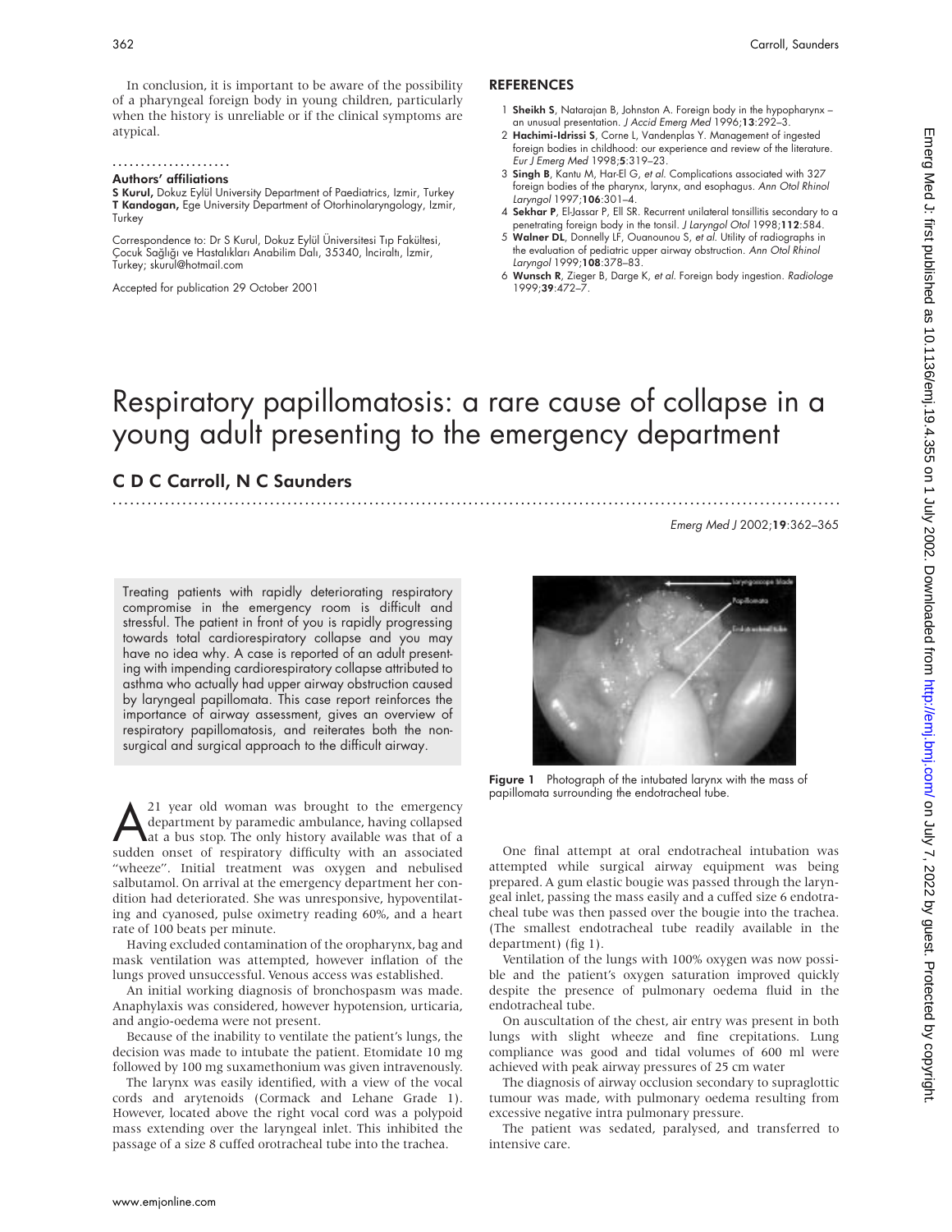In conclusion, it is important to be aware of the possibility of a pharyngeal foreign body in young children, particularly when the history is unreliable or if the clinical symptoms are atypical.

.....................

### Authors' affiliations

**S Kurul,** Dokuz Eylül University Department of Paediatrics, Izmir, Turkey
**T Kandogan,** Ege University Department of Otorhinolaryngology, Izmir, Turkey

Correspondence to: Dr S Kurul, Dokuz Eylül Üniversitesi Tıp Fakültesi, Çocuk Sağlığı ve Hastalıkları Anabilim Dalı, 35340, İnciraltı, İzmir, Turkey; skurul@hotmail.com

Accepted for publication 29 October 2001

## REFERENCES

1. **Sheikh S**, Natarajan B, Johnston A. Foreign body in the hypopharynx – an unusual presentation. *J Accid Emerg Med* 1996;**13**:292–3.
2. **Hachimi-Idrissi S**, Corne L, Vandenplas Y. Management of ingested foreign bodies in childhood: our experience and review of the literature. *Eur J Emerg Med* 1998;**5**:319–23.
3. **Singh B**, Kantu M, Har-El G, *et al*. Complications associated with 327 foreign bodies of the pharynx, larynx, and esophagus. *Ann Otol Rhinol Laryngol* 1997;**106**:301–4.
4. **Sekhar P**, El-Jassar P, Ell SR. Recurrent unilateral tonsillitis secondary to a penetrating foreign body in the tonsil. *J Laryngol Otol* 1998;**112**:584.
5. **Walner DL**, Donnelly LF, Ouanounou S, *et al*. Utility of radiographs in the evaluation of pediatric upper airway obstruction. *Ann Otol Rhinol Laryngol* 1999;**108**:378–83.
6. **Wunsch R**, Zieger B, Darge K, *et al*. Foreign body ingestion. *Radiologe* 1999;**39**:472–7.

# Respiratory papillomatosis: a rare cause of collapse in a young adult presenting to the emergency department

## C D C Carroll, N C Saunders

*Emerg Med J* 2002;**19**:362–365

Treating patients with rapidly deteriorating respiratory compromise in the emergency room is difficult and stressful. The patient in front of you is rapidly progressing towards total cardiorespiratory collapse and you may have no idea why. A case is reported of an adult presenting with impending cardiorespiratory collapse attributed to asthma who actually had upper airway obstruction caused by laryngeal papillomata. This case report reinforces the importance of airway assessment, gives an overview of respiratory papillomatosis, and reiterates both the non-surgical and surgical approach to the difficult airway.

A 21 year old woman was brought to the emergency department by paramedic ambulance, having collapsed at a bus stop. The only history available was that of a sudden onset of respiratory difficulty with an associated "wheeze". Initial treatment was oxygen and nebulised salbutamol. On arrival at the emergency department her condition had deteriorated. She was unresponsive, hypoventilating and cyanosed, pulse oximetry reading 60%, and a heart rate of 100 beats per minute.

Having excluded contamination of the oropharynx, bag and mask ventilation was attempted, however inflation of the lungs proved unsuccessful. Venous access was established.

An initial working diagnosis of bronchospasm was made. Anaphylaxis was considered, however hypotension, urticaria, and angio-oedema were not present.

Because of the inability to ventilate the patient's lungs, the decision was made to intubate the patient. Etomidate 10 mg followed by 100 mg suxamethonium was given intravenously.

The larynx was easily identified, with a view of the vocal cords and arytenoids (Cormack and Lehane Grade 1). However, located above the right vocal cord was a polypoid mass extending over the laryngeal inlet. This inhibited the passage of a size 8 cuffed orotracheal tube into the trachea.

**Figure 1** Photograph of the intubated larynx with the mass of papillomata surrounding the endotracheal tube.

One final attempt at oral endotracheal intubation was attempted while surgical airway equipment was being prepared. A gum elastic bougie was passed through the laryngeal inlet, passing the mass easily and a cuffed size 6 endotracheal tube was then passed over the bougie into the trachea. (The smallest endotracheal tube readily available in the department) (fig 1).

Ventilation of the lungs with 100% oxygen was now possible and the patient's oxygen saturation improved quickly despite the presence of pulmonary oedema fluid in the endotracheal tube.

On auscultation of the chest, air entry was present in both lungs with slight wheeze and fine crepitations. Lung compliance was good and tidal volumes of 600 ml were achieved with peak airway pressures of 25 cm water

The diagnosis of airway occlusion secondary to supraglottic tumour was made, with pulmonary oedema resulting from excessive negative intra pulmonary pressure.

The patient was sedated, paralysed, and transferred to intensive care.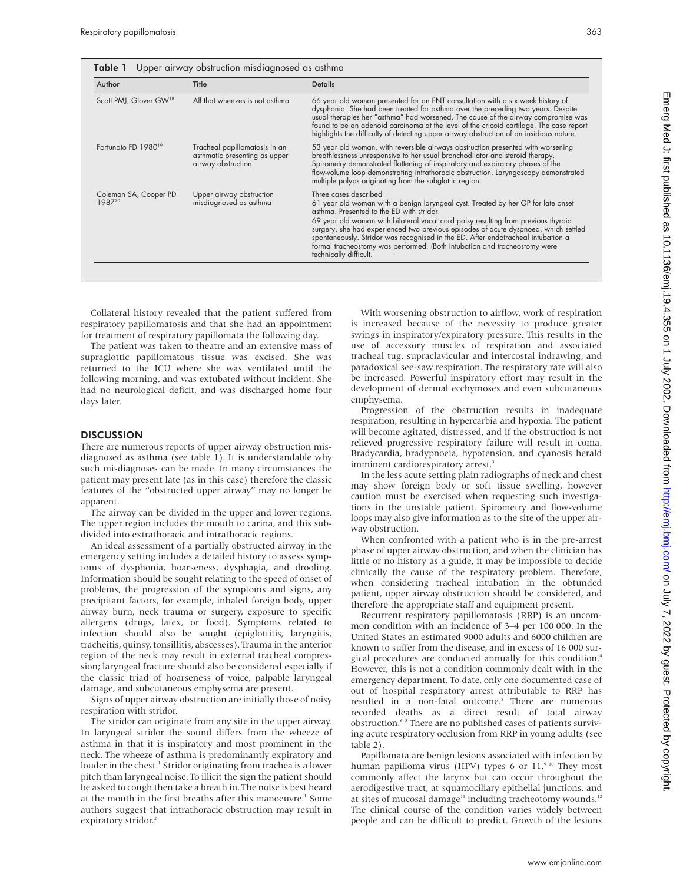**Table 1** Upper airway obstruction misdiagnosed as asthma

| Author | Title | Details |
|---|---|---|
| Scott PMJ, Glover GW[18] | All that wheezes is not asthma | 66 year old woman presented for an ENT consultation with a six week history of dysphonia. She had been treated for asthma over the preceding two years. Despite usual therapies her "asthma" had worsened. The cause of the airway compromise was found to be an adenoid carcinoma at the level of the cricoid cartilage. The case report highlights the difficulty of detecting upper airway obstruction of an insidious nature. |
| Fortunato FD 1980[19] | Tracheal papillomatosis in an asthmatic presenting as upper airway obstruction | 53 year old woman, with reversible airways obstruction presented with worsening breathlessness unresponsive to her usual bronchodilator and steroid therapy. Spirometry demonstrated flattening of inspiratory and expiratory phases of the flow-volume loop demonstrating intrathoracic obstruction. Laryngoscopy demonstrated multiple polyps originating from the subglottic region. |
| Coleman SA, Cooper PD 1987[20] | Upper airway obstruction misdiagnosed as asthma | Three cases described<br>61 year old woman with a benign laryngeal cyst. Treated by her GP for late onset asthma. Presented to the ED with stridor.<br>69 year old woman with bilateral vocal cord palsy resulting from previous thyroid surgery, she had experienced two previous episodes of acute dyspnoea, which settled spontaneously. Stridor was recognised in the ED. After endotracheal intubation a formal tracheostomy was performed. (Both intubation and tracheostomy were technically difficult. |

Collateral history revealed that the patient suffered from respiratory papillomatosis and that she had an appointment for treatment of respiratory papillomata the following day.

The patient was taken to theatre and an extensive mass of supraglottic papillomatous tissue was excised. She was returned to the ICU where she was ventilated until the following morning, and was extubated without incident. She had no neurological deficit, and was discharged home four days later.

## DISCUSSION

There are numerous reports of upper airway obstruction misdiagnosed as asthma (see table 1). It is understandable why such misdiagnoses can be made. In many circumstances the patient may present late (as in this case) therefore the classic features of the "obstructed upper airway" may no longer be apparent.

The airway can be divided in the upper and lower regions. The upper region includes the mouth to carina, and this subdivided into extrathoracic and intrathoracic regions.

An ideal assessment of a partially obstructed airway in the emergency setting includes a detailed history to assess symptoms of dysphonia, hoarseness, dysphagia, and drooling. Information should be sought relating to the speed of onset of problems, the progression of the symptoms and signs, any precipitant factors, for example, inhaled foreign body, upper airway burn, neck trauma or surgery, exposure to specific allergens (drugs, latex, or food). Symptoms related to infection should also be sought (epiglottitis, laryngitis, tracheitis, quinsy, tonsillitis, abscesses). Trauma in the anterior region of the neck may result in external tracheal compression; laryngeal fracture should also be considered especially if the classic triad of hoarseness of voice, palpable laryngeal damage, and subcutaneous emphysema are present.

Signs of upper airway obstruction are initially those of noisy respiration with stridor.

The stridor can originate from any site in the upper airway. In laryngeal stridor the sound differs from the wheeze of asthma in that it is inspiratory and most prominent in the neck. The wheeze of asthma is predominantly expiratory and louder in the chest.[1] Stridor originating from trachea is a lower pitch than laryngeal noise. To illicit the sign the patient should be asked to cough then take a breath in. The noise is best heard at the mouth in the first breaths after this manoeuvre.[1] Some authors suggest that intrathoracic obstruction may result in expiratory stridor.[2]

With worsening obstruction to airflow, work of respiration is increased because of the necessity to produce greater swings in inspiratory/expiratory pressure. This results in the use of accessory muscles of respiration and associated tracheal tug, supraclavicular and intercostal indrawing, and paradoxical see-saw respiration. The respiratory rate will also be increased. Powerful inspiratory effort may result in the development of dermal ecchymoses and even subcutaneous emphysema.

Progression of the obstruction results in inadequate respiration, resulting in hypercarbia and hypoxia. The patient will become agitated, distressed, and if the obstruction is not relieved progressive respiratory failure will result in coma. Bradycardia, bradypnoeia, hypotension, and cyanosis herald imminent cardiorespiratory arrest.[3]

In the less acute setting plain radiographs of neck and chest may show foreign body or soft tissue swelling, however caution must be exercised when requesting such investigations in the unstable patient. Spirometry and flow-volume loops may also give information as to the site of the upper airway obstruction.

When confronted with a patient who is in the pre-arrest phase of upper airway obstruction, and when the clinician has little or no history as a guide, it may be impossible to decide clinically the cause of the respiratory problem. Therefore, when considering tracheal intubation in the obtunded patient, upper airway obstruction should be considered, and therefore the appropriate staff and equipment present.

Recurrent respiratory papillomatosis (RRP) is an uncommon condition with an incidence of 3–4 per 100 000. In the United States an estimated 9000 adults and 6000 children are known to suffer from the disease, and in excess of 16 000 surgical procedures are conducted annually for this condition.[4] However, this is not a condition commonly dealt with in the emergency department. To date, only one documented case of out of hospital respiratory arrest attributable to RRP has resulted in a non-fatal outcome.[5] There are numerous recorded deaths as a direct result of total airway obstruction.[6–8] There are no published cases of patients surviving acute respiratory occlusion from RRP in young adults (see table 2).

Papillomata are benign lesions associated with infection by human papilloma virus (HPV) types 6 or 11.[9,10] They most commonly affect the larynx but can occur throughout the aerodigestive tract, at squamociliary epithelial junctions, and at sites of mucosal damage[11] including tracheotomy wounds.[12] The clinical course of the condition varies widely between people and can be difficult to predict. Growth of the lesions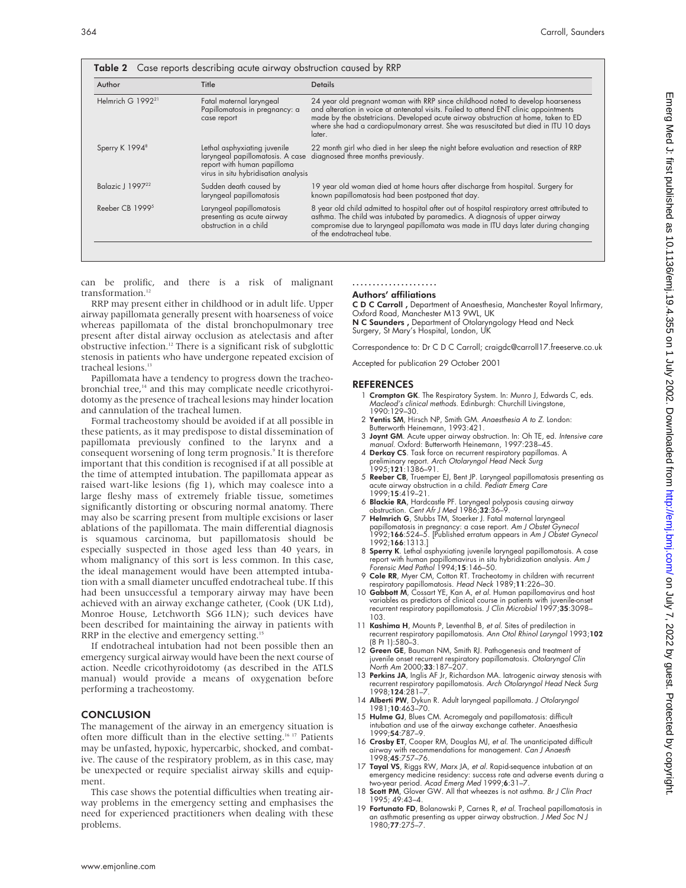**Table 2** Case reports describing acute airway obstruction caused by RRP

| Author | Title | Details |
|---|---|---|
| Helmrich G 1992[21] | Fatal maternal laryngeal Papillomatosis in pregnancy: a case report | 24 year old pregnant woman with RRP since childhood noted to develop hoarseness and alteration in voice at antenatal visits. Failed to attend ENT clinic appointments made by the obstetricians. Developed acute airway obstruction at home, taken to ED where she had a cardiopulmonary arrest. She was resuscitated but died in ITU 10 days later. |
| Sperry K 1994[8] | Lethal asphyxiating juvenile laryngeal papillomatosis. A case report with human papilloma virus in situ hybridization analysis | 22 month girl who died in her sleep the night before evaluation and resection of RRP diagnosed three months previously. |
| Balazic J 1997[22] | Sudden death caused by laryngeal papillomatosis | 19 year old woman died at home hours after discharge from hospital. Surgery for known papillomatosis had been postponed that day. |
| Reeber CB 1999[5] | Laryngeal papillomatosis presenting as acute airway obstruction in a child | 8 year old child admitted to hospital after out of hospital respiratory arrest attributed to asthma. The child was intubated by paramedics. A diagnosis of upper airway compromise due to laryngeal papillomata was made in ITU days later during changing of the endotracheal tube. |

can be prolific, and there is a risk of malignant transformation.[12]

RRP may present either in childhood or in adult life. Upper airway papillomata generally present with hoarseness of voice whereas papillomata of the distal bronchopulmonary tree present after distal airway occlusion as atelectasis and after obstructive infection.[12] There is a significant risk of subglottic stenosis in patients who have undergone repeated excision of tracheal lesions.[13]

Papillomata have a tendency to progress down the tracheobronchial tree,[14] and this may complicate needle cricothyroidotomy as the presence of tracheal lesions may hinder location and cannulation of the tracheal lumen.

Formal tracheostomy should be avoided if at all possible in these patients, as it may predispose to distal dissemination of papillomata previously confined to the larynx and a consequent worsening of long term prognosis.[9] It is therefore important that this condition is recognised if at all possible at the time of attempted intubation. The papillomata appear as raised wart-like lesions (fig 1), which may coalesce into a large fleshy mass of extremely friable tissue, sometimes significantly distorting or obscuring normal anatomy. There may also be scarring present from multiple excisions or laser ablations of the papillomata. The main differential diagnosis is squamous carcinoma, but papillomatosis should be especially suspected in those aged less than 40 years, in whom malignancy of this sort is less common. In this case, the ideal management would have been attempted intubation with a small diameter uncuffed endotracheal tube. If this had been unsuccessful a temporary airway may have been achieved with an airway exchange catheter, (Cook (UK Ltd), Monroe House, Letchworth SG6 1LN); such devices have been described for maintaining the airway in patients with RRP in the elective and emergency setting.[15]

If endotracheal intubation had not been possible then an emergency surgical airway would have been the next course of action. Needle cricothyroidotomy (as described in the ATLS manual) would provide a means of oxygenation before performing a tracheostomy.

## CONCLUSION

The management of the airway in an emergency situation is often more difficult than in the elective setting.[16,17] Patients may be unfasted, hypoxic, hypercarbic, shocked, and combative. The cause of the respiratory problem, as in this case, may be unexpected or require specialist airway skills and equipment.

This case shows the potential difficulties when treating airway problems in the emergency setting and emphasises the need for experienced practitioners when dealing with these problems.

### Authors' affiliations

**C D C Carroll**, Department of Anaesthesia, Manchester Royal Infirmary, Oxford Road, Manchester M13 9WL, UK
**N C Saunders**, Department of Otolaryngology Head and Neck Surgery, St Mary's Hospital, London, UK

Correspondence to: Dr C D C Carroll; craigdc@carroll17.freeserve.co.uk

Accepted for publication 29 October 2001

## REFERENCES

1. **Crompton GK**. The Respiratory System. In: Munro J, Edwards C, eds. *Macleod's clinical methods*. Edinburgh: Churchill Livingstone, 1990:129–30.
2. **Yentis SM**, Hirsch NP, Smith GM. *Anaesthesia A to Z*. London: Butterworth Heinemann, 1993:421.
3. **Joynt GM**. Acute upper airway obstruction. In: Oh TE, ed. *Intensive care manual*. Oxford: Butterworth Heinemann, 1997:238–45.
4. **Derkay CS**. Task force on recurrent respiratory papillomas. A preliminary report. *Arch Otolaryngol Head Neck Surg* 1995;**121**:1386–91.
5. **Reeber CB**, Truemper EJ, Bent JP. Laryngeal papillomatosis presenting as acute airway obstruction in a child. *Pediatr Emerg Care* 1999;**15**:419–21.
6. **Blackie RA**, Hardcastle PF. Laryngeal polyposis causing airway obstruction. *Cent Afr J Med* 1986;**32**:36–9.
7. **Helmrich G**, Stubbs TM, Stoerker J. Fatal maternal laryngeal papillomatosis in pregnancy: a case report. *Am J Obstet Gynecol* 1992;**166**:524–5. [Published erratum appears in *Am J Obstet Gynecol* 1992;**166**:1313.]
8. **Sperry K**. Lethal asphyxiating juvenile laryngeal papillomatosis. A case report with human papillomavirus in situ hybridization analysis. *Am J Forensic Med Pathol* 1994;**15**:146–50.
9. **Cole RR**, Myer CM, Cotton RT. Tracheotomy in children with recurrent respiratory papillomatosis. *Head Neck* 1989;**11**:226–30.
10. **Gabbott M**, Cossart YE, Kan A, *et al*. Human papillomavirus and host variables as predictors of clinical course in patients with juvenile-onset recurrent respiratory papillomatosis. *J Clin Microbiol* 1997;**35**:3098–103.
11. **Kashima H**, Mounts P, Leventhal B, *et al*. Sites of predilection in recurrent respiratory papillomatosis. *Ann Otol Rhinol Laryngol* 1993;**102** (8 Pt 1):580–3.
12. **Green GE**, Bauman NM, Smith RJ. Pathogenesis and treatment of juvenile onset recurrent respiratory papillomatosis. *Otolaryngol Clin North Am* 2000;**33**:187–207.
13. **Perkins JA**, Inglis AF Jr, Richardson MA. Iatrogenic airway stenosis with recurrent respiratory papillomatosis. *Arch Otolaryngol Head Neck Surg* 1998;**124**:281–7.
14. **Alberti PW**, Dykun R. Adult laryngeal papillomata. *J Otolaryngol* 1981;**10**:463–70.
15. **Hulme GJ**, Blues CM. Acromegaly and papillomatosis: difficult intubation and use of the airway exchange catheter. *Anaesthesia* 1999;**54**:787–9.
16. **Crosby ET**, Cooper RM, Douglas MJ, *et al*. The unanticipated difficult airway with recommendations for management. *Can J Anaesth* 1998;**45**:757–76.
17. **Tayal VS**, Riggs RW, Marx JA, *et al*. Rapid-sequence intubation at an emergency medicine residency: success rate and adverse events during a two-year period. *Acad Emerg Med* 1999;**6**:31–7.
18. **Scott PM**, Glover GW. All that wheezes is not asthma. *Br J Clin Pract* 1995; 49:43–4.
19. **Fortunato FD**, Bolanowski P, Carnes R, *et al*. Tracheal papillomatosis in an asthmatic presenting as upper airway obstruction. *J Med Soc N J* 1980;**77**:275–7.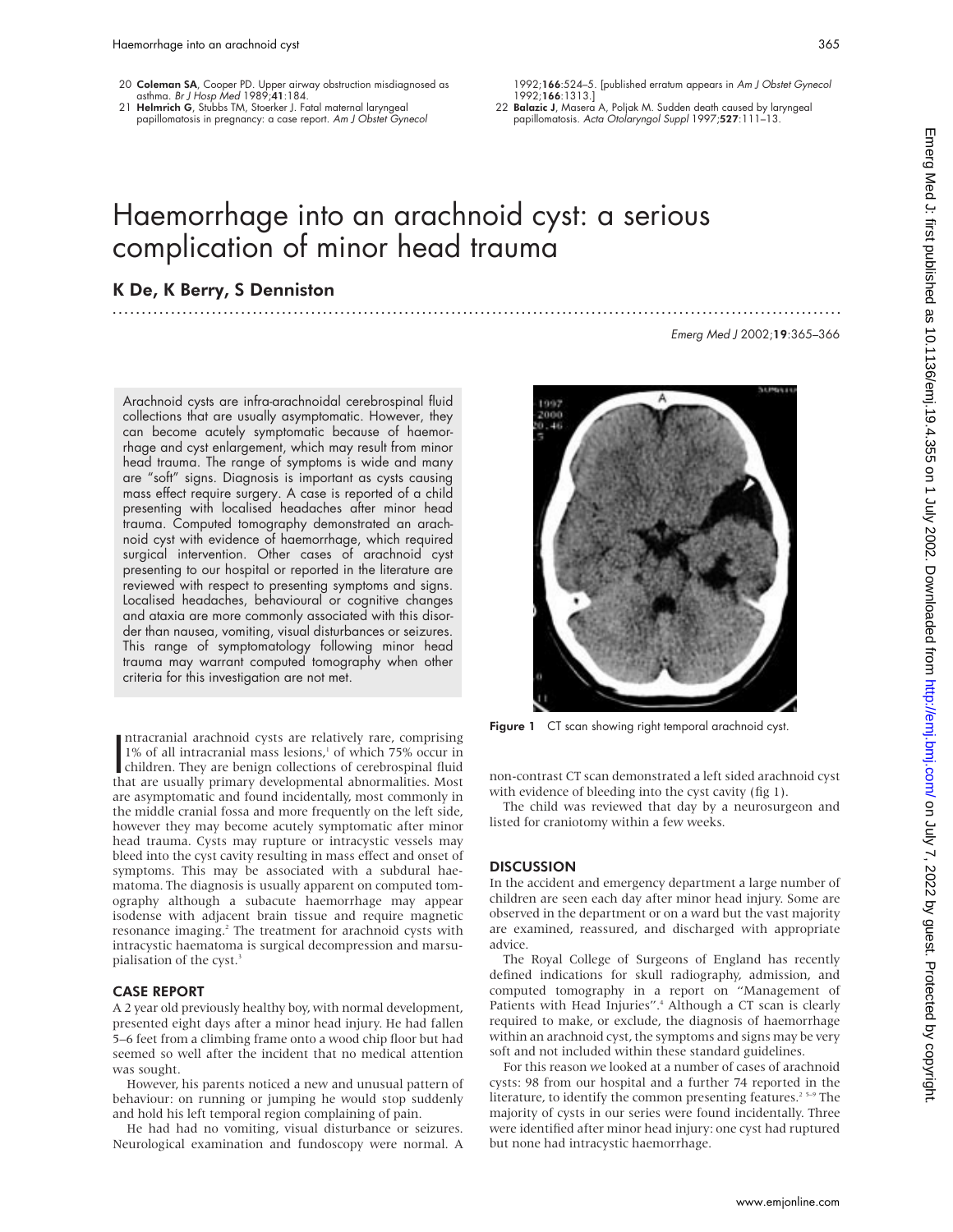20 **Coleman SA**, Cooper PD. Upper airway obstruction misdiagnosed as asthma. *Br J Hosp Med* 1989;**41**:184.

21 **Helmrich G**, Stubbs TM, Stoerker J. Fatal maternal laryngeal papillomatosis in pregnancy: a case report. *Am J Obstet Gynecol* 1992;**166**:524–5. [published erratum appears in *Am J Obstet Gynecol* 1992;**166**:1313.]

22 **Balazic J**, Masera A, Poljak M. Sudden death caused by laryngeal papillomatosis. *Acta Otolaryngol Suppl* 1997;**527**:111–13.

# Haemorrhage into an arachnoid cyst: a serious complication of minor head trauma

**K De, K Berry, S Denniston**

Arachnoid cysts are infra-arachnoidal cerebrospinal fluid collections that are usually asymptomatic. However, they can become acutely symptomatic because of haemorrhage and cyst enlargement, which may result from minor head trauma. The range of symptoms is wide and many are "soft" signs. Diagnosis is important as cysts causing mass effect require surgery. A case is reported of a child presenting with localised headaches after minor head trauma. Computed tomography demonstrated an arachnoid cyst with evidence of haemorrhage, which required surgical intervention. Other cases of arachnoid cyst presenting to our hospital or reported in the literature are reviewed with respect to presenting symptoms and signs. Localised headaches, behavioural or cognitive changes and ataxia are more commonly associated with this disorder than nausea, vomiting, visual disturbances or seizures. This range of symptomatology following minor head trauma may warrant computed tomography when other criteria for this investigation are not met.

Intracranial arachnoid cysts are relatively rare, comprising 1% of all intracranial mass lesions,[1] of which 75% occur in children. They are benign collections of cerebrospinal fluid that are usually primary developmental abnormalities. Most are asymptomatic and found incidentally, most commonly in the middle cranial fossa and more frequently on the left side, however they may become acutely symptomatic after minor head trauma. Cysts may rupture or intracystic vessels may bleed into the cyst cavity resulting in mass effect and onset of symptoms. This may be associated with a subdural haematoma. The diagnosis is usually apparent on computed tomography although a subacute haemorrhage may appear isodense with adjacent brain tissue and require magnetic resonance imaging.[2] The treatment for arachnoid cysts with intracystic haematoma is surgical decompression and marsupialisation of the cyst.[3]

## CASE REPORT

A 2 year old previously healthy boy, with normal development, presented eight days after a minor head injury. He had fallen 5–6 feet from a climbing frame onto a wood chip floor but had seemed so well after the incident that no medical attention was sought.

However, his parents noticed a new and unusual pattern of behaviour: on running or jumping he would stop suddenly and hold his left temporal region complaining of pain.

He had had no vomiting, visual disturbance or seizures. Neurological examination and fundoscopy were normal. A non-contrast CT scan demonstrated a left sided arachnoid cyst with evidence of bleeding into the cyst cavity (fig 1).

**Figure 1** CT scan showing right temporal arachnoid cyst.

The child was reviewed that day by a neurosurgeon and listed for craniotomy within a few weeks.

## DISCUSSION

In the accident and emergency department a large number of children are seen each day after minor head injury. Some are observed in the department or on a ward but the vast majority are examined, reassured, and discharged with appropriate advice.

The Royal College of Surgeons of England has recently defined indications for skull radiography, admission, and computed tomography in a report on "Management of Patients with Head Injuries".[4] Although a CT scan is clearly required to make, or exclude, the diagnosis of haemorrhage within an arachnoid cyst, the symptoms and signs may be very soft and not included within these standard guidelines.

For this reason we looked at a number of cases of arachnoid cysts: 98 from our hospital and a further 74 reported in the literature, to identify the common presenting features.[2 5–9] The majority of cysts in our series were found incidentally. Three were identified after minor head injury: one cyst had ruptured but none had intracystic haemorrhage.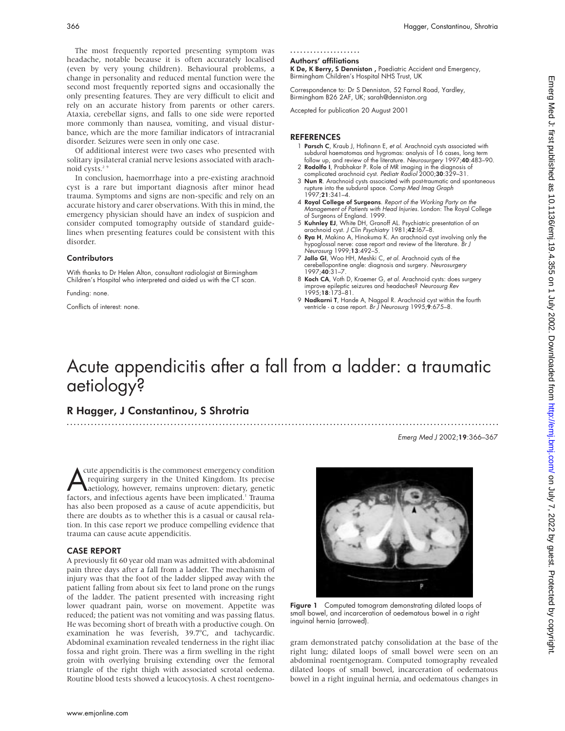The most frequently reported presenting symptom was headache, notable because it is often accurately localised (even by very young children). Behavioural problems, a change in personality and reduced mental function were the second most frequently reported signs and occasionally the only presenting features. They are very difficult to elicit and rely on an accurate history from parents or other carers. Ataxia, cerebellar signs, and falls to one side were reported more commonly than nausea, vomiting, and visual disturbance, which are the more familiar indicators of intracranial disorder. Seizures were seen in only one case.

Of additional interest were two cases who presented with solitary ipsilateral cranial nerve lesions associated with arachnoid cysts.[2 9]

In conclusion, haemorrhage into a pre-existing arachnoid cyst is a rare but important diagnosis after minor head trauma. Symptoms and signs are non-specific and rely on an accurate history and carer observations. With this in mind, the emergency physician should have an index of suspicion and consider computed tomography outside of standard guidelines when presenting features could be consistent with this disorder.

### Contributors

With thanks to Dr Helen Alton, consultant radiologist at Birmingham Children's Hospital who interpreted and aided us with the CT scan.

Funding: none.

Conflicts of interest: none.

### Authors' affiliations

**K De, K Berry, S Denniston ,** Paediatric Accident and Emergency, Birmingham Children's Hospital NHS Trust, UK

Correspondence to: Dr S Denniston, 52 Farnol Road, Yardley, Birmingham B26 2AF, UK; sarah@denniston.org

Accepted for publication 20 August 2001

### REFERENCES

1. **Parsch C**, Kraub J, Hofinann E, *et al*. Arachnoid cysts associated with subdural haematomas and hygromas: analysis of 16 cases, long term follow up, and review of the literature. *Neurosurgery* 1997;**40**:483–90.
2. **Rodolfo I**, Prabhakar P. Role of MR imaging in the diagnosis of complicated arachnoid cyst. *Pediatr Radiol* 2000;**30**:329–31.
3. **Nun R**. Arachnoid cysts associated with post-traumatic and spontaneous rupture into the subdural space. *Comp Med Imag Graph* 1997;**21**:341–4.
4. **Royal College of Surgeons**. *Report of the Working Party on the Management of Patients with Head Injuries*. London: The Royal College of Surgeons of England. 1999.
5. **Kuhnley EJ**, White DH, Granoff AL. Psychiatric presentation of an arachnoid cyst. *J Clin Psychiatry* 1981;**42**:l67–8.
6. **Rya H**, Makino A, Hinokuma K. An arachnoid cyst involving only the hypoglossal nerve: case report and review of the literature. *Br J Neurosurg* 1999;**13**:492–5.
7. **Jallo GI**, Woo HH, Meshki C, *et al*. Arachnoid cysts of the cerebellopontine angle: diagnosis and surgery. *Neurosurgery* 1997;**40**:31–7.
8. **Koch CA**, Voth D, Kraemer G, *et al*. Arachnoid cysts: does surgery improve epileptic seizures and headaches? *Neurosurg Rev* 1995;**18**:173–81.
9. **Nadkarni T**, Hande A, Nagpal R. Arachnoid cyst within the fourth ventricle - a case report. *Br J Neurosurg* 1995;**9**:675–8.

# Acute appendicitis after a fall from a ladder: a traumatic aetiology?

## R Hagger, J Constantinou, S Shrotria

Acute appendicitis is the commonest emergency condition requiring surgery in the United Kingdom. Its precise aetiology, however, remains unproven: dietary, genetic factors, and infectious agents have been implicated.[1] Trauma has also been proposed as a cause of acute appendicitis, but there are doubts as to whether this is a casual or causal relation. In this case report we produce compelling evidence that trauma can cause acute appendicitis.

### CASE REPORT

A previously fit 60 year old man was admitted with abdominal pain three days after a fall from a ladder. The mechanism of injury was that the foot of the ladder slipped away with the patient falling from about six feet to land prone on the rungs of the ladder. The patient presented with increasing right lower quadrant pain, worse on movement. Appetite was reduced; the patient was not vomiting and was passing flatus. He was becoming short of breath with a productive cough. On examination he was feverish, 39.7°C, and tachycardic. Abdominal examination revealed tenderness in the right iliac fossa and right groin. There was a firm swelling in the right groin with overlying bruising extending over the femoral triangle of the right thigh with associated scrotal oedema. Routine blood tests showed a leucocytosis. A chest roentgenogram demonstrated patchy consolidation at the base of the right lung; dilated loops of small bowel were seen on an abdominal roentgenogram. Computed tomography revealed dilated loops of small bowel, incarceration of oedematous bowel in a right inguinal hernia, and oedematous changes in

**Figure 1** Computed tomogram demonstrating dilated loops of small bowel, and incarceration of oedematous bowel in a right inguinal hernia (arrowed).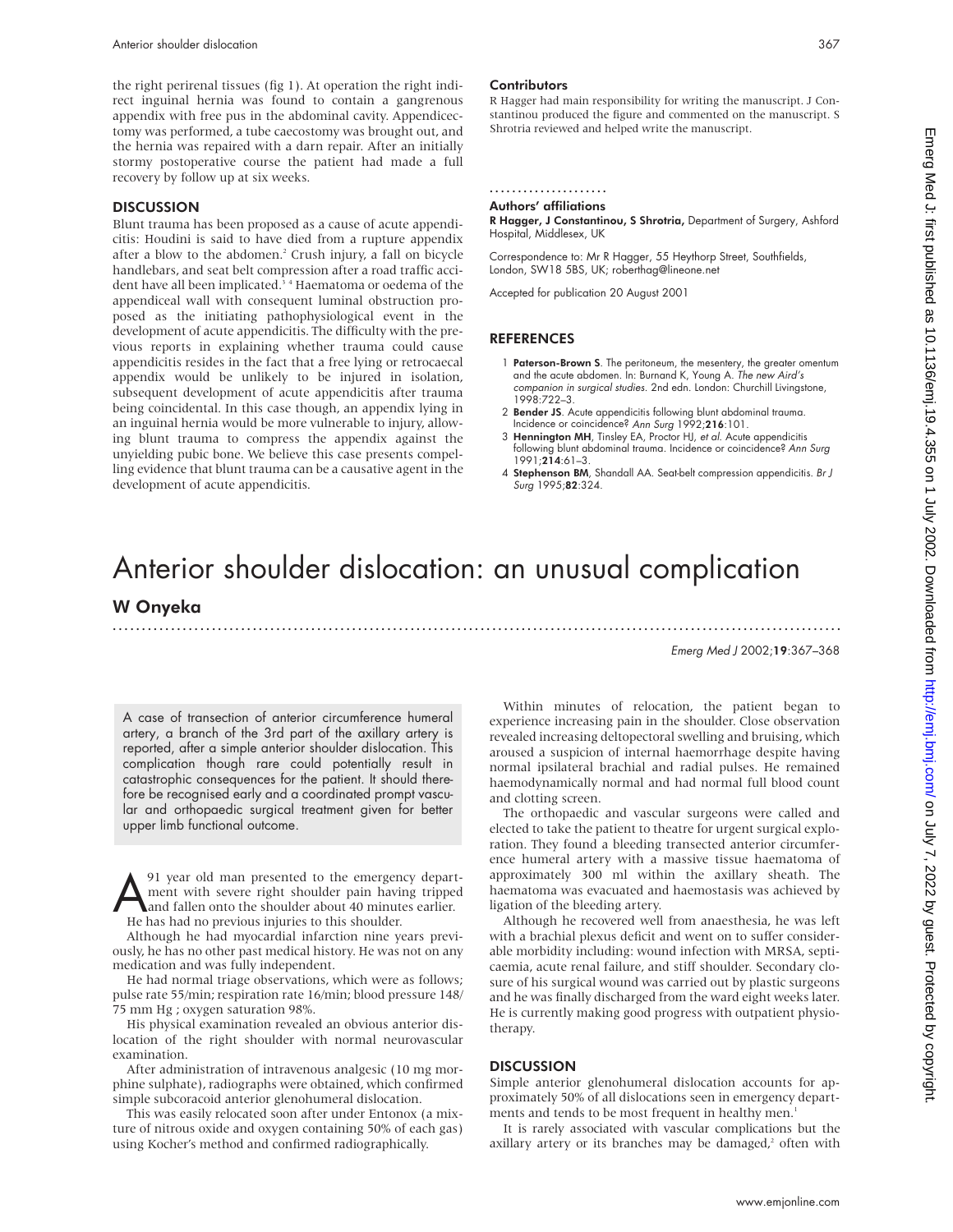the right perirenal tissues (fig 1). At operation the right indirect inguinal hernia was found to contain a gangrenous appendix with free pus in the abdominal cavity. Appendicectomy was performed, a tube caecostomy was brought out, and the hernia was repaired with a darn repair. After an initially stormy postoperative course the patient had made a full recovery by follow up at six weeks.

## DISCUSSION

Blunt trauma has been proposed as a cause of acute appendicitis: Houdini is said to have died from a rupture appendix after a blow to the abdomen.[2] Crush injury, a fall on bicycle handlebars, and seat belt compression after a road traffic accident have all been implicated.[3,4] Haematoma or oedema of the appendiceal wall with consequent luminal obstruction proposed as the initiating pathophysiological event in the development of acute appendicitis. The difficulty with the previous reports in explaining whether trauma could cause appendicitis resides in the fact that a free lying or retrocaecal appendix would be unlikely to be injured in isolation, subsequent development of acute appendicitis after trauma being coincidental. In this case though, an appendix lying in an inguinal hernia would be more vulnerable to injury, allowing blunt trauma to compress the appendix against the unyielding pubic bone. We believe this case presents compelling evidence that blunt trauma can be a causative agent in the development of acute appendicitis.

### Contributors

R Hagger had main responsibility for writing the manuscript. J Constantinou produced the figure and commented on the manuscript. S Shrotria reviewed and helped write the manuscript.

### Authors' affiliations

**R Hagger, J Constantinou, S Shrotria,** Department of Surgery, Ashford Hospital, Middlesex, UK

Correspondence to: Mr R Hagger, 55 Heythorp Street, Southfields, London, SW18 5BS, UK; roberthag@lineone.net

Accepted for publication 20 August 2001

## REFERENCES

1. **Paterson-Brown S**. The peritoneum, the mesentery, the greater omentum and the acute abdomen. In: Burnand K, Young A. *The new Aird's companion in surgical studies*. 2nd edn. London: Churchill Livingstone, 1998:722–3.
2. **Bender JS**. Acute appendicitis following blunt abdominal trauma. Incidence or coincidence? *Ann Surg* 1992;**216**:101.
3. **Hennington MH**, Tinsley EA, Proctor HJ, *et al*. Acute appendicitis following blunt abdominal trauma. Incidence or coincidence? *Ann Surg* 1991;**214**:61–3.
4. **Stephenson BM**, Shandall AA. Seat-belt compression appendicitis. *Br J Surg* 1995;**82**:324.

# Anterior shoulder dislocation: an unusual complication

**W Onyeka**

*Emerg Med J* 2002;**19**:367–368

A case of transection of anterior circumference humeral artery, a branch of the 3rd part of the axillary artery is reported, after a simple anterior shoulder dislocation. This complication though rare could potentially result in catastrophic consequences for the patient. It should therefore be recognised early and a coordinated prompt vascular and orthopaedic surgical treatment given for better upper limb functional outcome.

A 91 year old man presented to the emergency department with severe right shoulder pain having tripped and fallen onto the shoulder about 40 minutes earlier. He has had no previous injuries to this shoulder.

Although he had myocardial infarction nine years previously, he has no other past medical history. He was not on any medication and was fully independent.

He had normal triage observations, which were as follows; pulse rate 55/min; respiration rate 16/min; blood pressure 148/75 mm Hg ; oxygen saturation 98%.

His physical examination revealed an obvious anterior dislocation of the right shoulder with normal neurovascular examination.

After administration of intravenous analgesic (10 mg morphine sulphate), radiographs were obtained, which confirmed simple subcoracoid anterior glenohumeral dislocation.

This was easily relocated soon after under Entonox (a mixture of nitrous oxide and oxygen containing 50% of each gas) using Kocher's method and confirmed radiographically.

Within minutes of relocation, the patient began to experience increasing pain in the shoulder. Close observation revealed increasing deltopectoral swelling and bruising, which aroused a suspicion of internal haemorrhage despite having normal ipsilateral brachial and radial pulses. He remained haemodynamically normal and had normal full blood count and clotting screen.

The orthopaedic and vascular surgeons were called and elected to take the patient to theatre for urgent surgical exploration. They found a bleeding transected anterior circumference humeral artery with a massive tissue haematoma of approximately 300 ml within the axillary sheath. The haematoma was evacuated and haemostasis was achieved by ligation of the bleeding artery.

Although he recovered well from anaesthesia, he was left with a brachial plexus deficit and went on to suffer considerable morbidity including: wound infection with MRSA, septicaemia, acute renal failure, and stiff shoulder. Secondary closure of his surgical wound was carried out by plastic surgeons and he was finally discharged from the ward eight weeks later. He is currently making good progress with outpatient physiotherapy.

## DISCUSSION

Simple anterior glenohumeral dislocation accounts for approximately 50% of all dislocations seen in emergency departments and tends to be most frequent in healthy men.[1]

It is rarely associated with vascular complications but the axillary artery or its branches may be damaged,[2] often with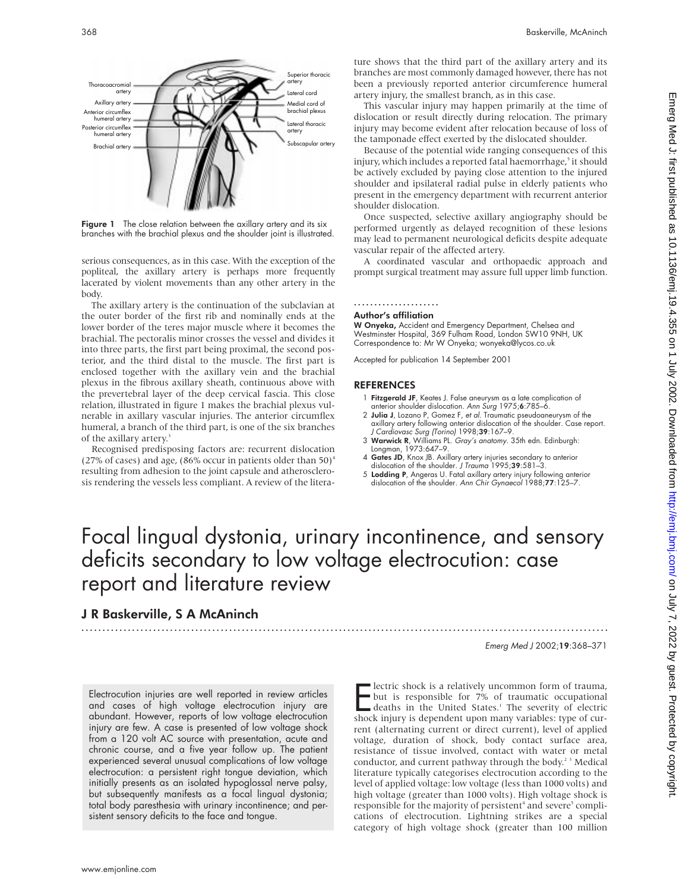Figure 1 The close relation between the axillary artery and its six branches with the brachial plexus and the shoulder joint is illustrated.

serious consequences, as in this case. With the exception of the popliteal, the axillary artery is perhaps more frequently lacerated by violent movements than any other artery in the body.

The axillary artery is the continuation of the subclavian at the outer border of the first rib and nominally ends at the lower border of the teres major muscle where it becomes the brachial. The pectoralis minor crosses the vessel and divides it into three parts, the first part being proximal, the second posterior, and the third distal to the muscle. The first part is enclosed together with the axillary vein and the brachial plexus in the fibrous axillary sheath, continuous above with the prevertebral layer of the deep cervical fascia. This close relation, illustrated in figure 1 makes the brachial plexus vulnerable in axillary vascular injuries. The anterior circumflex humeral, a branch of the third part, is one of the six branches of the axillary artery.[3]

Recognised predisposing factors are: recurrent dislocation (27% of cases) and age, (86% occur in patients older than 50)[4] resulting from adhesion to the joint capsule and atherosclerosis rendering the vessels less compliant. A review of the literature shows that the third part of the axillary artery and its branches are most commonly damaged however, there has not been a previously reported anterior circumference humeral artery injury, the smallest branch, as in this case.

This vascular injury may happen primarily at the time of dislocation or result directly during relocation. The primary injury may become evident after relocation because of loss of the tamponade effect exerted by the dislocated shoulder.

Because of the potential wide ranging consequences of this injury, which includes a reported fatal haemorrhage,[5] it should be actively excluded by paying close attention to the injured shoulder and ipsilateral radial pulse in elderly patients who present in the emergency department with recurrent anterior shoulder dislocation.

Once suspected, selective axillary angiography should be performed urgently as delayed recognition of these lesions may lead to permanent neurological deficits despite adequate vascular repair of the affected artery.

A coordinated vascular and orthopaedic approach and prompt surgical treatment may assure full upper limb function.

### Author's affiliation

**W Onyeka,** Accident and Emergency Department, Chelsea and Westminster Hospital, 369 Fulham Road, London SW10 9NH, UK
Correspondence to: Mr W Onyeka; wonyeka@lycos.co.uk

Accepted for publication 14 September 2001

### REFERENCES

1. **Fitzgerald JF**, Keates J. False aneurysm as a late complication of anterior shoulder dislocation. *Ann Surg* 1975;**6**:785–6.
2. **Julia J**, Lozano P, Gomez F, *et al*. Traumatic pseudoaneurysm of the axillary artery following anterior dislocation of the shoulder. Case report. *J Cardiovasc Surg (Torino)* 1998;**39**:167–9.
3. **Warwick R**, Williams PL. *Gray's anatomy*. 35th edn. Edinburgh: Longman, 1973:647–9.
4. **Gates JD**, Knox JB. Axillary artery injuries secondary to anterior dislocation of the shoulder. *J Trauma* 1995;**39**:581–3.
5. **Lodding P**, Angeras U. Fatal axillary artery injury following anterior dislocation of the shoulder. *Ann Chir Gynaecol* 1988;**77**:125–7.

# Focal lingual dystonia, urinary incontinence, and sensory deficits secondary to low voltage electrocution: case report and literature review

**J R Baskerville, S A McAninch**

Electrocution injuries are well reported in review articles and cases of high voltage electrocution injury are abundant. However, reports of low voltage electrocution injury are few. A case is presented of low voltage shock from a 120 volt AC source with presentation, acute and chronic course, and a five year follow up. The patient experienced several unusual complications of low voltage electrocution: a persistent right tongue deviation, which initially presents as an isolated hypoglossal nerve palsy, but subsequently manifests as a focal lingual dystonia; total body paresthesia with urinary incontinence; and persistent sensory deficits to the face and tongue.

Electric shock is a relatively uncommon form of trauma, but is responsible for 7% of traumatic occupational deaths in the United States.[1] The severity of electric shock injury is dependent upon many variables: type of current (alternating current or direct current), level of applied voltage, duration of shock, body contact surface area, resistance of tissue involved, contact with water or metal conductor, and current pathway through the body.[2,3] Medical literature typically categorises electrocution according to the level of applied voltage: low voltage (less than 1000 volts) and high voltage (greater than 1000 volts). High voltage shock is responsible for the majority of persistent[4] and severe[5] complications of electrocution. Lightning strikes are a special category of high voltage shock (greater than 100 million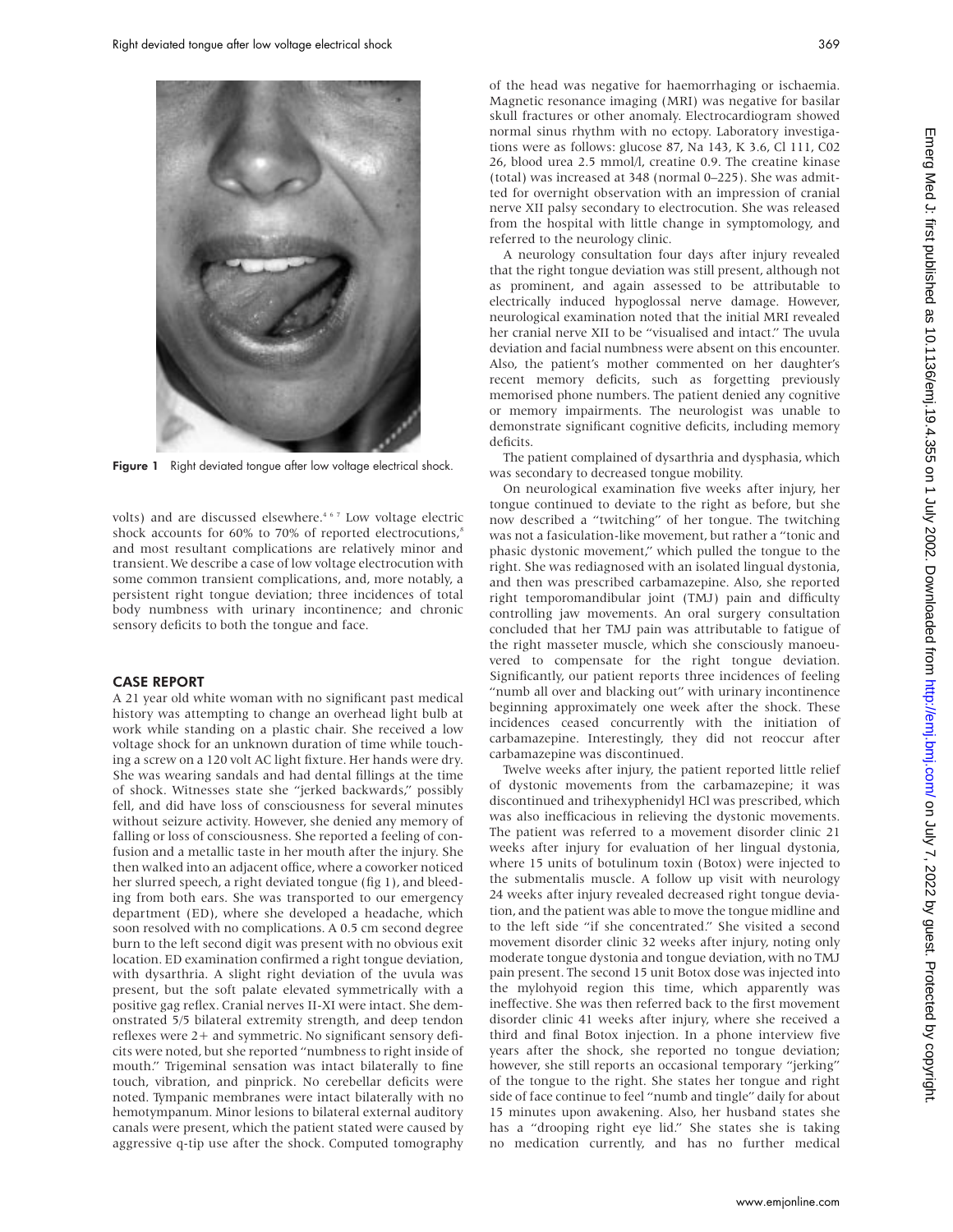Figure 1 Right deviated tongue after low voltage electrical shock.

volts) and are discussed elsewhere.[4 6 7] Low voltage electric shock accounts for 60% to 70% of reported electrocutions,[8] and most resultant complications are relatively minor and transient. We describe a case of low voltage electrocution with some common transient complications, and, more notably, a persistent right tongue deviation; three incidences of total body numbness with urinary incontinence; and chronic sensory deficits to both the tongue and face.

## CASE REPORT

A 21 year old white woman with no significant past medical history was attempting to change an overhead light bulb at work while standing on a plastic chair. She received a low voltage shock for an unknown duration of time while touching a screw on a 120 volt AC light fixture. Her hands were dry. She was wearing sandals and had dental fillings at the time of shock. Witnesses state she "jerked backwards," possibly fell, and did have loss of consciousness for several minutes without seizure activity. However, she denied any memory of falling or loss of consciousness. She reported a feeling of confusion and a metallic taste in her mouth after the injury. She then walked into an adjacent office, where a coworker noticed her slurred speech, a right deviated tongue (fig 1), and bleeding from both ears. She was transported to our emergency department (ED), where she developed a headache, which soon resolved with no complications. A 0.5 cm second degree burn to the left second digit was present with no obvious exit location. ED examination confirmed a right tongue deviation, with dysarthria. A slight right deviation of the uvula was present, but the soft palate elevated symmetrically with a positive gag reflex. Cranial nerves II-XI were intact. She demonstrated 5/5 bilateral extremity strength, and deep tendon reflexes were 2+ and symmetric. No significant sensory deficits were noted, but she reported "numbness to right inside of mouth." Trigeminal sensation was intact bilaterally to fine touch, vibration, and pinprick. No cerebellar deficits were noted. Tympanic membranes were intact bilaterally with no hemotympanum. Minor lesions to bilateral external auditory canals were present, which the patient stated were caused by aggressive q-tip use after the shock. Computed tomography of the head was negative for haemorrhaging or ischaemia. Magnetic resonance imaging (MRI) was negative for basilar skull fractures or other anomaly. Electrocardiogram showed normal sinus rhythm with no ectopy. Laboratory investigations were as follows: glucose 87, Na 143, K 3.6, Cl 111, C02 26, blood urea 2.5 mmol/l, creatine 0.9. The creatine kinase (total) was increased at 348 (normal 0–225). She was admitted for overnight observation with an impression of cranial nerve XII palsy secondary to electrocution. She was released from the hospital with little change in symptomology, and referred to the neurology clinic.

A neurology consultation four days after injury revealed that the right tongue deviation was still present, although not as prominent, and again assessed to be attributable to electrically induced hypoglossal nerve damage. However, neurological examination noted that the initial MRI revealed her cranial nerve XII to be "visualised and intact." The uvula deviation and facial numbness were absent on this encounter. Also, the patient's mother commented on her daughter's recent memory deficits, such as forgetting previously memorised phone numbers. The patient denied any cognitive or memory impairments. The neurologist was unable to demonstrate significant cognitive deficits, including memory deficits.

The patient complained of dysarthria and dysphasia, which was secondary to decreased tongue mobility.

On neurological examination five weeks after injury, her tongue continued to deviate to the right as before, but she now described a "twitching" of her tongue. The twitching was not a fasiculation-like movement, but rather a "tonic and phasic dystonic movement," which pulled the tongue to the right. She was rediagnosed with an isolated lingual dystonia, and then was prescribed carbamazepine. Also, she reported right temporomandibular joint (TMJ) pain and difficulty controlling jaw movements. An oral surgery consultation concluded that her TMJ pain was attributable to fatigue of the right masseter muscle, which she consciously manoeuvered to compensate for the right tongue deviation. Significantly, our patient reports three incidences of feeling "numb all over and blacking out" with urinary incontinence beginning approximately one week after the shock. These incidences ceased concurrently with the initiation of carbamazepine. Interestingly, they did not reoccur after carbamazepine was discontinued.

Twelve weeks after injury, the patient reported little relief of dystonic movements from the carbamazepine; it was discontinued and trihexyphenidyl HCl was prescribed, which was also inefficacious in relieving the dystonic movements. The patient was referred to a movement disorder clinic 21 weeks after injury for evaluation of her lingual dystonia, where 15 units of botulinum toxin (Botox) were injected to the submentalis muscle. A follow up visit with neurology 24 weeks after injury revealed decreased right tongue deviation, and the patient was able to move the tongue midline and to the left side "if she concentrated." She visited a second movement disorder clinic 32 weeks after injury, noting only moderate tongue dystonia and tongue deviation, with no TMJ pain present. The second 15 unit Botox dose was injected into the mylohyoid region this time, which apparently was ineffective. She was then referred back to the first movement disorder clinic 41 weeks after injury, where she received a third and final Botox injection. In a phone interview five years after the shock, she reported no tongue deviation; however, she still reports an occasional temporary "jerking" of the tongue to the right. She states her tongue and right side of face continue to feel "numb and tingle" daily for about 15 minutes upon awakening. Also, her husband states she has a "drooping right eye lid." She states she is taking no medication currently, and has no further medical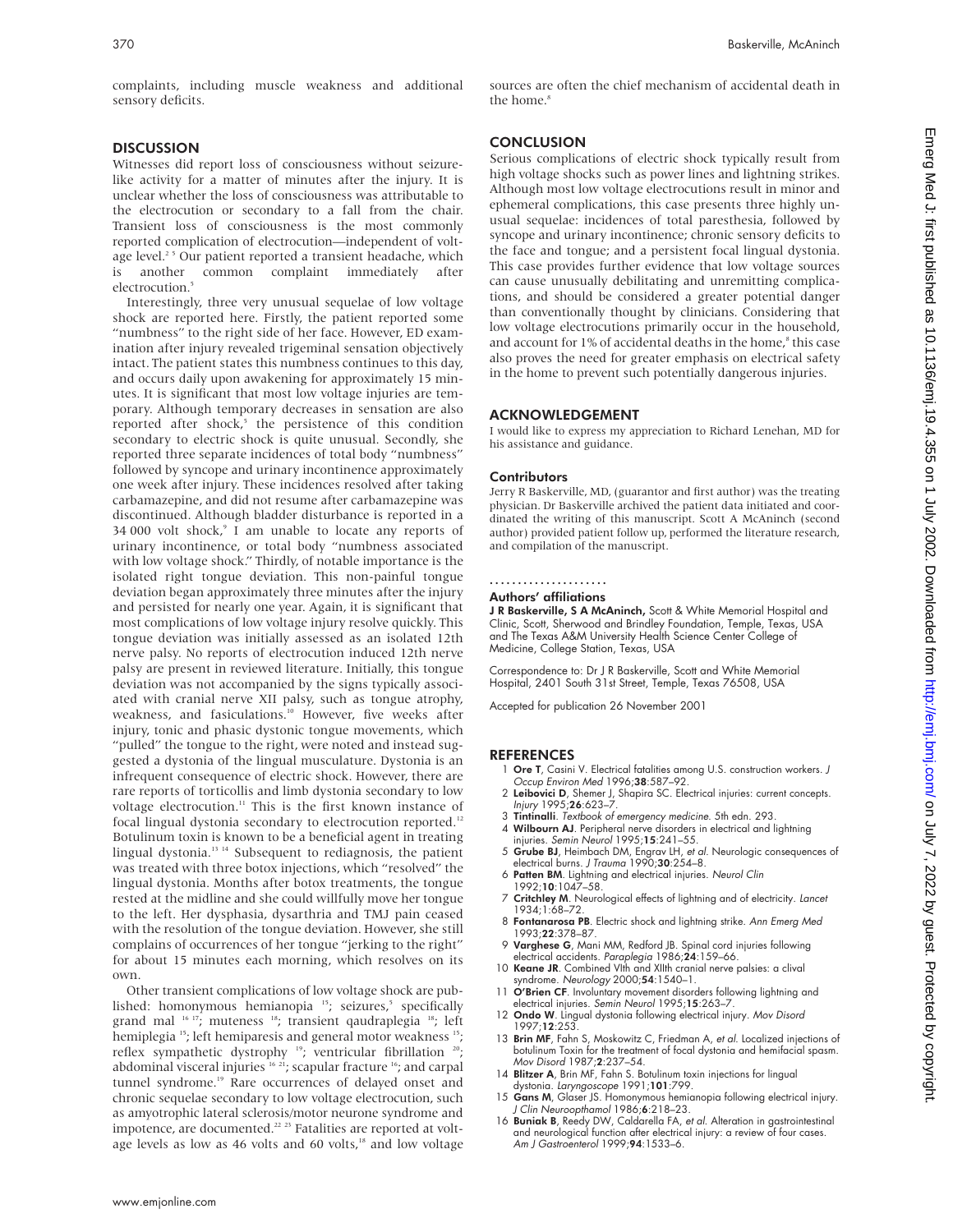complaints, including muscle weakness and additional sensory deficits.

## DISCUSSION

Witnesses did report loss of consciousness without seizure-like activity for a matter of minutes after the injury. It is unclear whether the loss of consciousness was attributable to the electrocution or secondary to a fall from the chair. Transient loss of consciousness is the most commonly reported complication of electrocution—independent of voltage level.[2 5] Our patient reported a transient headache, which is another common complaint immediately after electrocution.[5]

Interestingly, three very unusual sequelae of low voltage shock are reported here. Firstly, the patient reported some "numbness" to the right side of her face. However, ED examination after injury revealed trigeminal sensation objectively intact. The patient states this numbness continues to this day, and occurs daily upon awakening for approximately 15 minutes. It is significant that most low voltage injuries are temporary. Although temporary decreases in sensation are also reported after shock,[5] the persistence of this condition secondary to electric shock is quite unusual. Secondly, she reported three separate incidences of total body "numbness" followed by syncope and urinary incontinence approximately one week after injury. These incidences resolved after taking carbamazepine, and did not resume after carbamazepine was discontinued. Although bladder disturbance is reported in a 34 000 volt shock,[9] I am unable to locate any reports of urinary incontinence, or total body "numbness associated with low voltage shock." Thirdly, of notable importance is the isolated right tongue deviation. This non-painful tongue deviation began approximately three minutes after the injury and persisted for nearly one year. Again, it is significant that most complications of low voltage injury resolve quickly. This tongue deviation was initially assessed as an isolated 12th nerve palsy. No reports of electrocution induced 12th nerve palsy are present in reviewed literature. Initially, this tongue deviation was not accompanied by the signs typically associated with cranial nerve XII palsy, such as tongue atrophy, weakness, and fasiculations.[10] However, five weeks after injury, tonic and phasic dystonic tongue movements, which "pulled" the tongue to the right, were noted and instead suggested a dystonia of the lingual musculature. Dystonia is an infrequent consequence of electric shock. However, there are rare reports of torticollis and limb dystonia secondary to low voltage electrocution.[11] This is the first known instance of focal lingual dystonia secondary to electrocution reported.[12] Botulinum toxin is known to be a beneficial agent in treating lingual dystonia.[13 14] Subsequent to rediagnosis, the patient was treated with three botox injections, which "resolved" the lingual dystonia. Months after botox treatments, the tongue rested at the midline and she could willfully move her tongue to the left. Her dysphasia, dysarthria and TMJ pain ceased with the resolution of the tongue deviation. However, she still complains of occurrences of her tongue "jerking to the right" for about 15 minutes each morning, which resolves on its own.

Other transient complications of low voltage shock are published: homonymous hemianopia [15]; seizures,[5] specifically grand mal [16 17]; muteness [18]; transient qaudraplegia [18]; left hemiplegia [15]; left hemiparesis and general motor weakness [15]; reflex sympathetic dystrophy [19]; ventricular fibrillation [20]; abdominal visceral injuries [16 21]; scapular fracture [16]; and carpal tunnel syndrome.[19] Rare occurrences of delayed onset and chronic sequelae secondary to low voltage electrocution, such as amyotrophic lateral sclerosis/motor neurone syndrome and impotence, are documented.[22 23] Fatalities are reported at voltage levels as low as 46 volts and 60 volts,[18] and low voltage sources are often the chief mechanism of accidental death in the home.[8]

## CONCLUSION

Serious complications of electric shock typically result from high voltage shocks such as power lines and lightning strikes. Although most low voltage electrocutions result in minor and ephemeral complications, this case presents three highly unusual sequelae: incidences of total paresthesia, followed by syncope and urinary incontinence; chronic sensory deficits to the face and tongue; and a persistent focal lingual dystonia. This case provides further evidence that low voltage sources can cause unusually debilitating and unremitting complications, and should be considered a greater potential danger than conventionally thought by clinicians. Considering that low voltage electrocutions primarily occur in the household, and account for 1% of accidental deaths in the home,[8] this case also proves the need for greater emphasis on electrical safety in the home to prevent such potentially dangerous injuries.

## ACKNOWLEDGEMENT

I would like to express my appreciation to Richard Lenehan, MD for his assistance and guidance.

### Contributors

Jerry R Baskerville, MD, (guarantor and first author) was the treating physician. Dr Baskerville archived the patient data initiated and coordinated the writing of this manuscript. Scott A McAninch (second author) provided patient follow up, performed the literature research, and compilation of the manuscript.

### Authors' affiliations

**J R Baskerville, S A McAninch,** Scott & White Memorial Hospital and Clinic, Scott, Sherwood and Brindley Foundation, Temple, Texas, USA and The Texas A&M University Health Science Center College of Medicine, College Station, Texas, USA

Correspondence to: Dr J R Baskerville, Scott and White Memorial Hospital, 2401 South 31st Street, Temple, Texas 76508, USA

Accepted for publication 26 November 2001

## REFERENCES

1. **Ore T**, Casini V. Electrical fatalities among U.S. construction workers. *J Occup Environ Med* 1996;**38**:587–92.
2. **Leibovici D**, Shemer J, Shapira SC. Electrical injuries: current concepts. *Injury* 1995;**26**:623–7.
3. **Tintinalli**. *Textbook of emergency medicine*. 5th edn. 293.
4. **Wilbourn AJ**. Peripheral nerve disorders in electrical and lightning injuries. *Semin Neurol* 1995;**15**:241–55.
5. **Grube BJ**, Heimbach DM, Engrav LH, *et al*. Neurologic consequences of electrical burns. *J Trauma* 1990;**30**:254–8.
6. **Patten BM**. Lightning and electrical injuries. *Neurol Clin* 1992;**10**:1047–58.
7. **Critchley M**. Neurological effects of lightning and of electricity. *Lancet* 1934;**1**:68–72.
8. **Fontanarosa PB**. Electric shock and lightning strike. *Ann Emerg Med* 1993;**22**:378–87.
9. **Varghese G**, Mani MM, Redford JB. Spinal cord injuries following electrical accidents. *Paraplegia* 1986;**24**:159–66.
10. **Keane JR**. Combined VIth and XIIth cranial nerve palsies: a clival syndrome. *Neurology* 2000;**54**:1540–1.
11. **O'Brien CF**. Involuntary movement disorders following lightning and electrical injuries. *Semin Neurol* 1995;**15**:263–7.
12. **Ondo W**. Lingual dystonia following electrical injury. *Mov Disord* 1997;**12**:253.
13. **Brin MF**, Fahn S, Moskowitz C, Friedman A, *et al*. Localized injections of botulinum Toxin for the treatment of focal dystonia and hemifacial spasm. *Mov Disord* 1987;**2**:237–54.
14. **Blitzer A**, Brin MF, Fahn S. Botulinum toxin injections for lingual dystonia. *Laryngoscope* 1991;**101**:799.
15. **Gans M**, Glaser JS. Homonymous hemianopia following electrical injury. *J Clin Neuroopthamol* 1986;**6**:218–23.
16. **Buniak B**, Reedy DW, Caldarella FA, *et al*. Alteration in gastrointestinal and neurological function after electrical injury: a review of four cases. *Am J Gastroenterol* 1999;**94**:1533–6.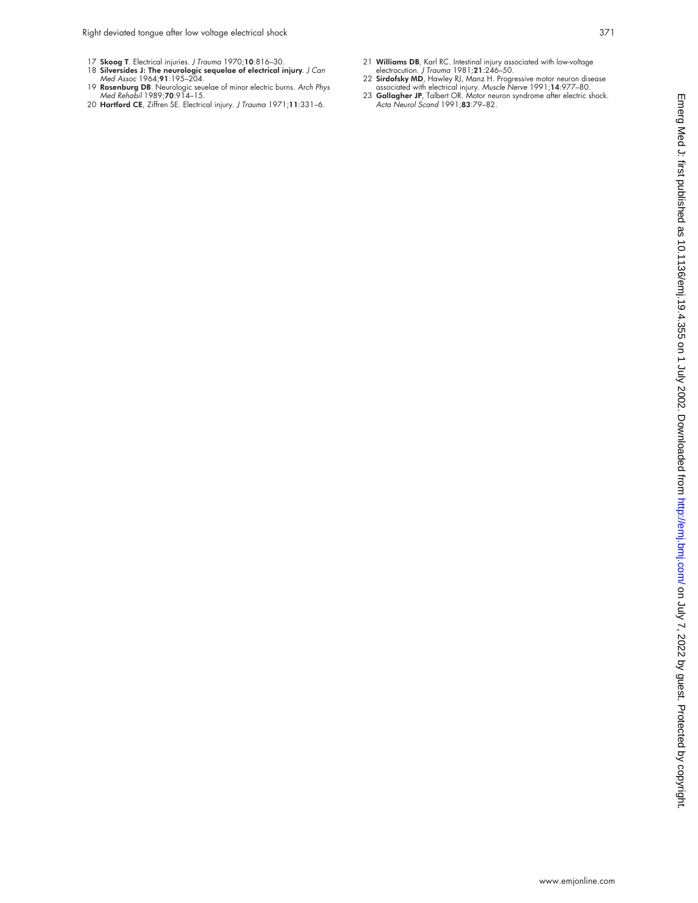17 **Skoog T**. Electrical injuries. *J Trauma* 1970;**10**:816–30.

18 **Silversides J: The neurologic sequelae of electrical injury**. *J Can Med Assoc* 1964;**91**:195–204.

19 **Rosenburg DB**. Neurologic seuelae of minor electric burns. *Arch Phys Med Rehabil* 1989;**70**:914–15.

20 **Hartford CE**, Ziffren SE. Electrical injury. *J Trauma* 1971;**11**:331–6.

21 **Williams DB**, Karl RC. Intestinal injury associated with low-voltage electrocution. *J Trauma* 1981;**21**:246–50.

22 **Sirdofsky MD**, Hawley RJ, Manz H. Progressive motor neuron disease associated with electrical injury. *Muscle Nerve* 1991;**14**:977–80.

23 **Gallagher JP**, Talbert OR. Motor neuron syndrome after electric shock. *Acta Neurol Scand* 1991;**83**:79–82.